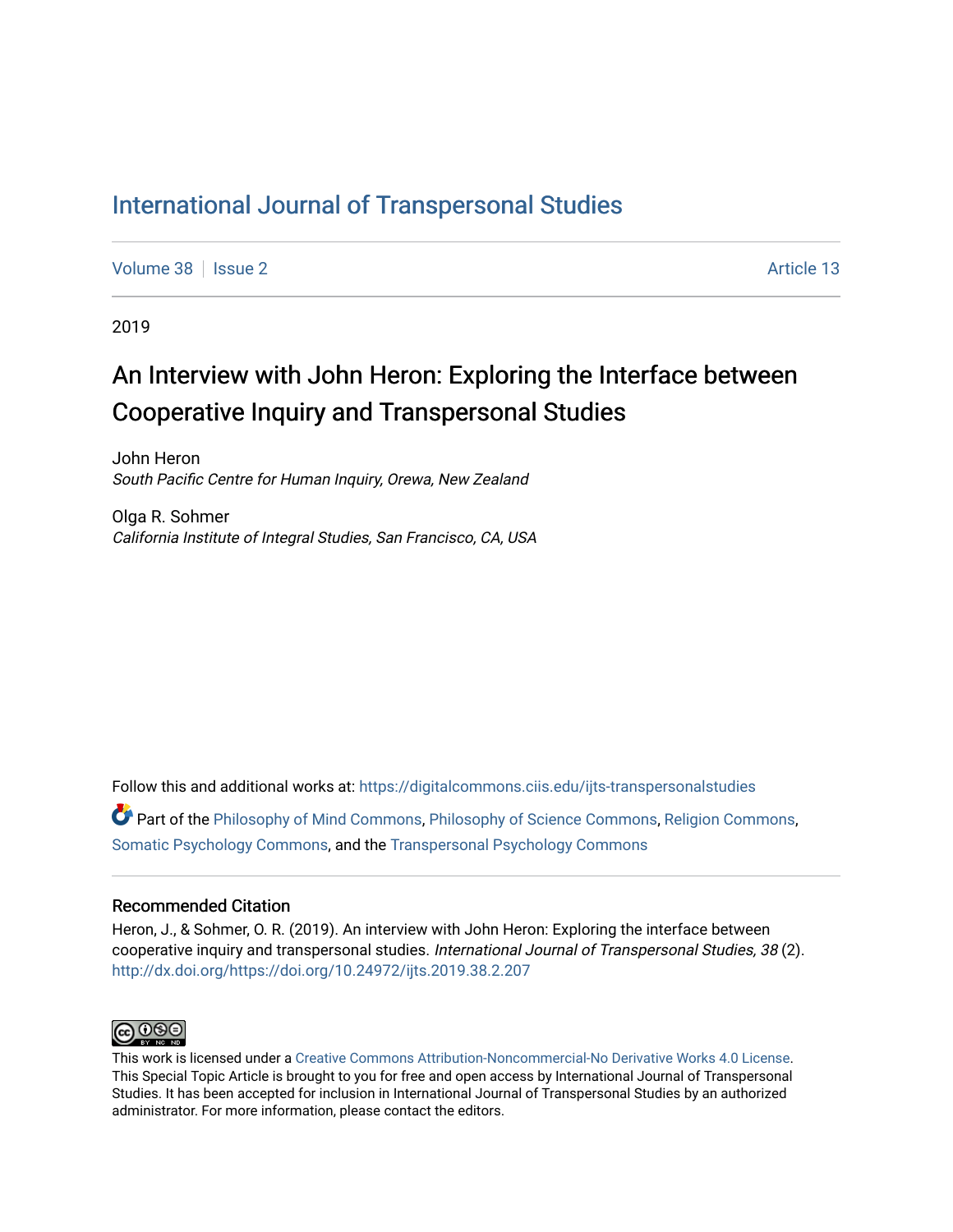# International Journal of Transpersonal Studies

Volume 38 | Issue 2 | Article 13

2019

## An Interview with John Heron: Exploring the Interface between Cooperative Inquiry and Transpersonal Studies

John Heron
*South Pacific Centre for Human Inquiry, Orewa, New Zealand*

Olga R. Sohmer
*California Institute of Integral Studies, San Francisco, CA, USA*

Follow this and additional works at: https://digitalcommons.ciis.edu/ijts-transpersonalstudies

Part of the Philosophy of Mind Commons, Philosophy of Science Commons, Religion Commons, Somatic Psychology Commons, and the Transpersonal Psychology Commons

### Recommended Citation

Heron, J., & Sohmer, O. R. (2019). An interview with John Heron: Exploring the interface between cooperative inquiry and transpersonal studies. *International Journal of Transpersonal Studies, 38* (2). http://dx.doi.org/https://doi.org/10.24972/ijts.2019.38.2.207

This work is licensed under a Creative Commons Attribution-Noncommercial-No Derivative Works 4.0 License. This Special Topic Article is brought to you for free and open access by International Journal of Transpersonal Studies. It has been accepted for inclusion in International Journal of Transpersonal Studies by an authorized administrator. For more information, please contact the editors.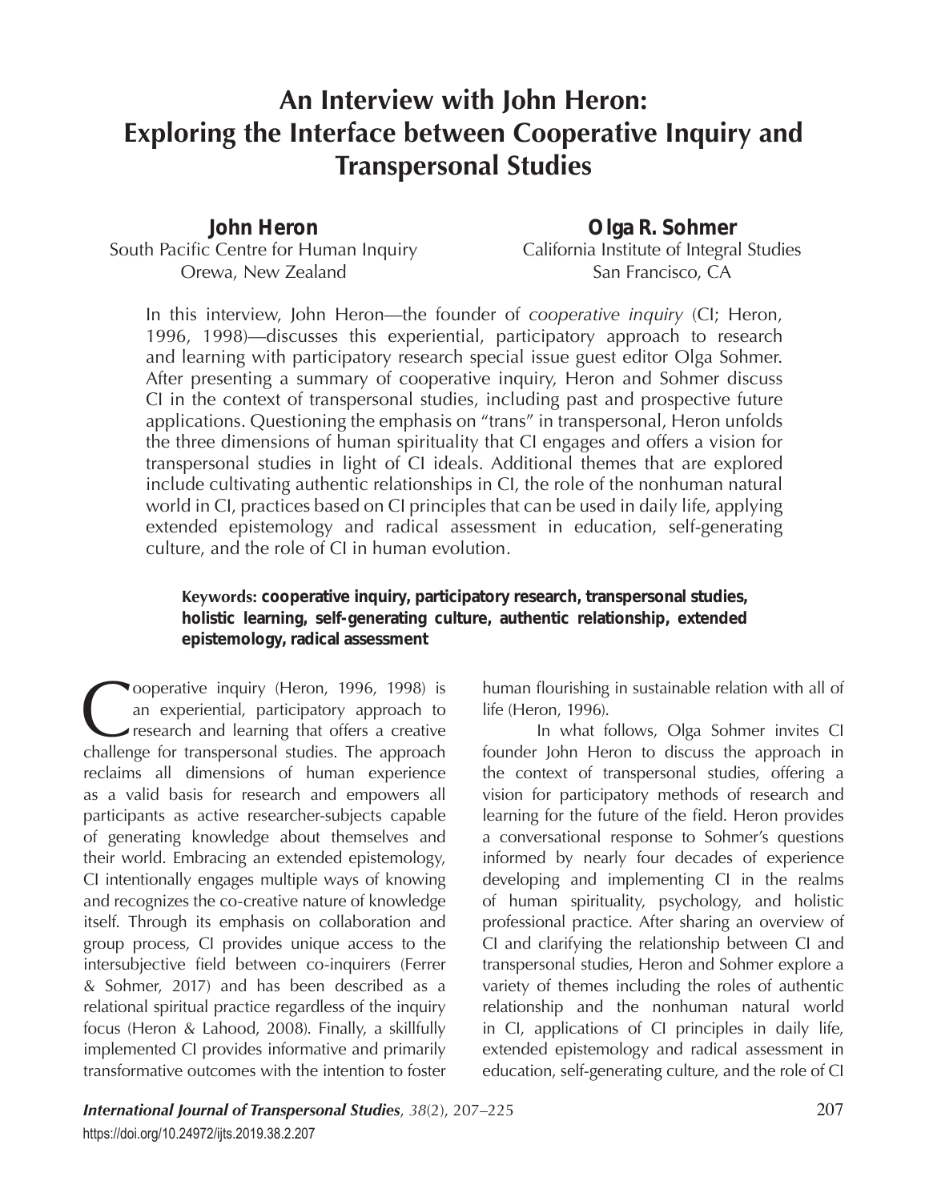# An Interview with John Heron: Exploring the Interface between Cooperative Inquiry and Transpersonal Studies

**John Heron**
South Pacific Centre for Human Inquiry
Orewa, New Zealand

**Olga R. Sohmer**
California Institute of Integral Studies
San Francisco, CA

In this interview, John Heron—the founder of *cooperative inquiry* (CI; Heron, 1996, 1998)—discusses this experiential, participatory approach to research and learning with participatory research special issue guest editor Olga Sohmer. After presenting a summary of cooperative inquiry, Heron and Sohmer discuss CI in the context of transpersonal studies, including past and prospective future applications. Questioning the emphasis on "trans" in transpersonal, Heron unfolds the three dimensions of human spirituality that CI engages and offers a vision for transpersonal studies in light of CI ideals. Additional themes that are explored include cultivating authentic relationships in CI, the role of the nonhuman natural world in CI, practices based on CI principles that can be used in daily life, applying extended epistemology and radical assessment in education, self-generating culture, and the role of CI in human evolution.

**Keywords: cooperative inquiry, participatory research, transpersonal studies, holistic learning, self-generating culture, authentic relationship, extended epistemology, radical assessment**

Cooperative inquiry (Heron, 1996, 1998) is an experiential, participatory approach to research and learning that offers a creative challenge for transpersonal studies. The approach reclaims all dimensions of human experience as a valid basis for research and empowers all participants as active researcher-subjects capable of generating knowledge about themselves and their world. Embracing an extended epistemology, CI intentionally engages multiple ways of knowing and recognizes the co-creative nature of knowledge itself. Through its emphasis on collaboration and group process, CI provides unique access to the intersubjective field between co-inquirers (Ferrer & Sohmer, 2017) and has been described as a relational spiritual practice regardless of the inquiry focus (Heron & Lahood, 2008). Finally, a skillfully implemented CI provides informative and primarily transformative outcomes with the intention to foster human flourishing in sustainable relation with all of life (Heron, 1996).

In what follows, Olga Sohmer invites CI founder John Heron to discuss the approach in the context of transpersonal studies, offering a vision for participatory methods of research and learning for the future of the field. Heron provides a conversational response to Sohmer's questions informed by nearly four decades of experience developing and implementing CI in the realms of human spirituality, psychology, and holistic professional practice. After sharing an overview of CI and clarifying the relationship between CI and transpersonal studies, Heron and Sohmer explore a variety of themes including the roles of authentic relationship and the nonhuman natural world in CI, applications of CI principles in daily life, extended epistemology and radical assessment in education, self-generating culture, and the role of CI

https://doi.org/10.24972/ijts.2019.38.2.207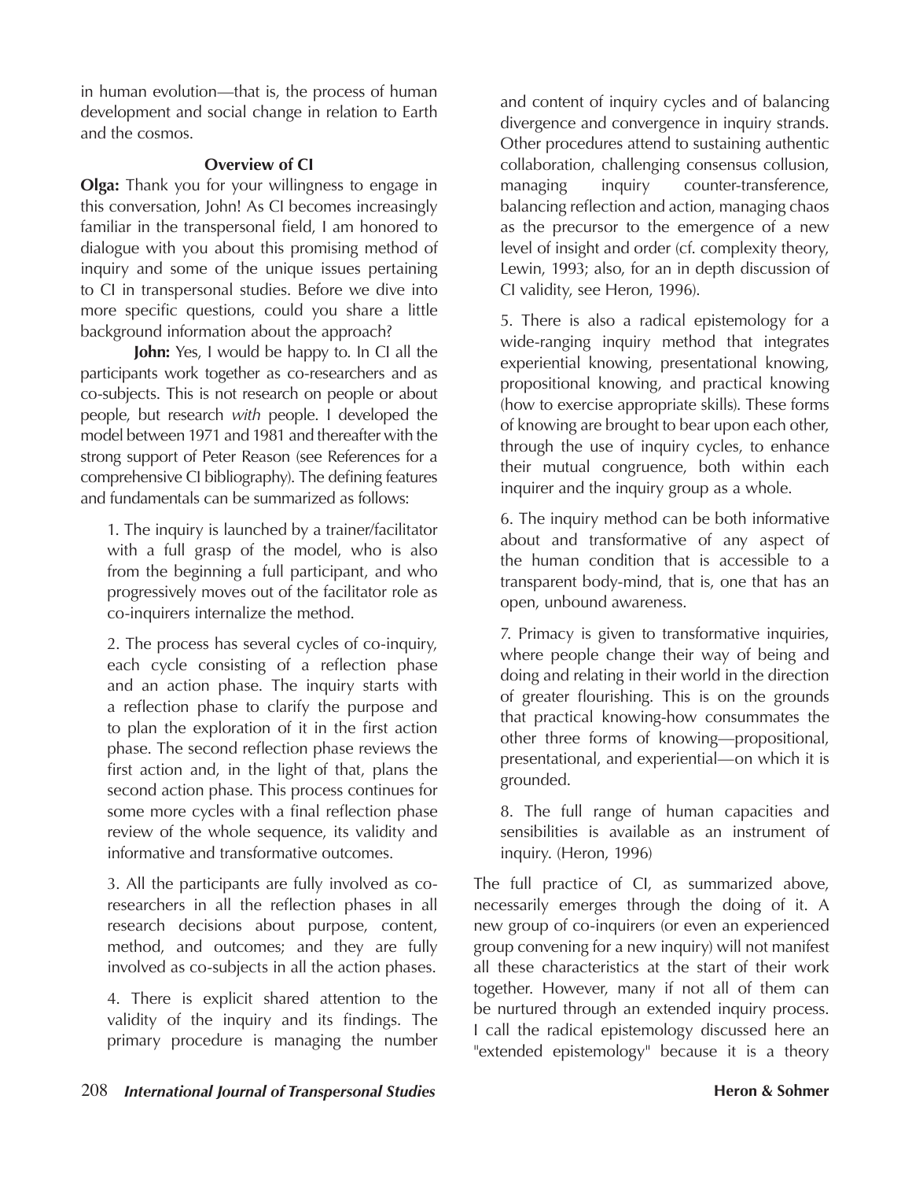in human evolution—that is, the process of human development and social change in relation to Earth and the cosmos.

### Overview of CI

**Olga:** Thank you for your willingness to engage in this conversation, John! As CI becomes increasingly familiar in the transpersonal field, I am honored to dialogue with you about this promising method of inquiry and some of the unique issues pertaining to CI in transpersonal studies. Before we dive into more specific questions, could you share a little background information about the approach?

**John:** Yes, I would be happy to. In CI all the participants work together as co-researchers and as co-subjects. This is not research on people or about people, but research *with* people. I developed the model between 1971 and 1981 and thereafter with the strong support of Peter Reason (see References for a comprehensive CI bibliography). The defining features and fundamentals can be summarized as follows:

> 1. The inquiry is launched by a trainer/facilitator with a full grasp of the model, who is also from the beginning a full participant, and who progressively moves out of the facilitator role as co-inquirers internalize the method.
>
> 2. The process has several cycles of co-inquiry, each cycle consisting of a reflection phase and an action phase. The inquiry starts with a reflection phase to clarify the purpose and to plan the exploration of it in the first action phase. The second reflection phase reviews the first action and, in the light of that, plans the second action phase. This process continues for some more cycles with a final reflection phase review of the whole sequence, its validity and informative and transformative outcomes.
>
> 3. All the participants are fully involved as co-researchers in all the reflection phases in all research decisions about purpose, content, method, and outcomes; and they are fully involved as co-subjects in all the action phases.
>
> 4. There is explicit shared attention to the validity of the inquiry and its findings. The primary procedure is managing the number and content of inquiry cycles and of balancing divergence and convergence in inquiry strands. Other procedures attend to sustaining authentic collaboration, challenging consensus collusion, managing inquiry counter-transference, balancing reflection and action, managing chaos as the precursor to the emergence of a new level of insight and order (cf. complexity theory, Lewin, 1993; also, for an in depth discussion of CI validity, see Heron, 1996).
>
> 5. There is also a radical epistemology for a wide-ranging inquiry method that integrates experiential knowing, presentational knowing, propositional knowing, and practical knowing (how to exercise appropriate skills). These forms of knowing are brought to bear upon each other, through the use of inquiry cycles, to enhance their mutual congruence, both within each inquirer and the inquiry group as a whole.
>
> 6. The inquiry method can be both informative about and transformative of any aspect of the human condition that is accessible to a transparent body-mind, that is, one that has an open, unbound awareness.
>
> 7. Primacy is given to transformative inquiries, where people change their way of being and doing and relating in their world in the direction of greater flourishing. This is on the grounds that practical knowing-how consummates the other three forms of knowing—propositional, presentational, and experiential—on which it is grounded.
>
> 8. The full range of human capacities and sensibilities is available as an instrument of inquiry. (Heron, 1996)

The full practice of CI, as summarized above, necessarily emerges through the doing of it. A new group of co-inquirers (or even an experienced group convening for a new inquiry) will not manifest all these characteristics at the start of their work together. However, many if not all of them can be nurtured through an extended inquiry process. I call the radical epistemology discussed here an "extended epistemology" because it is a theory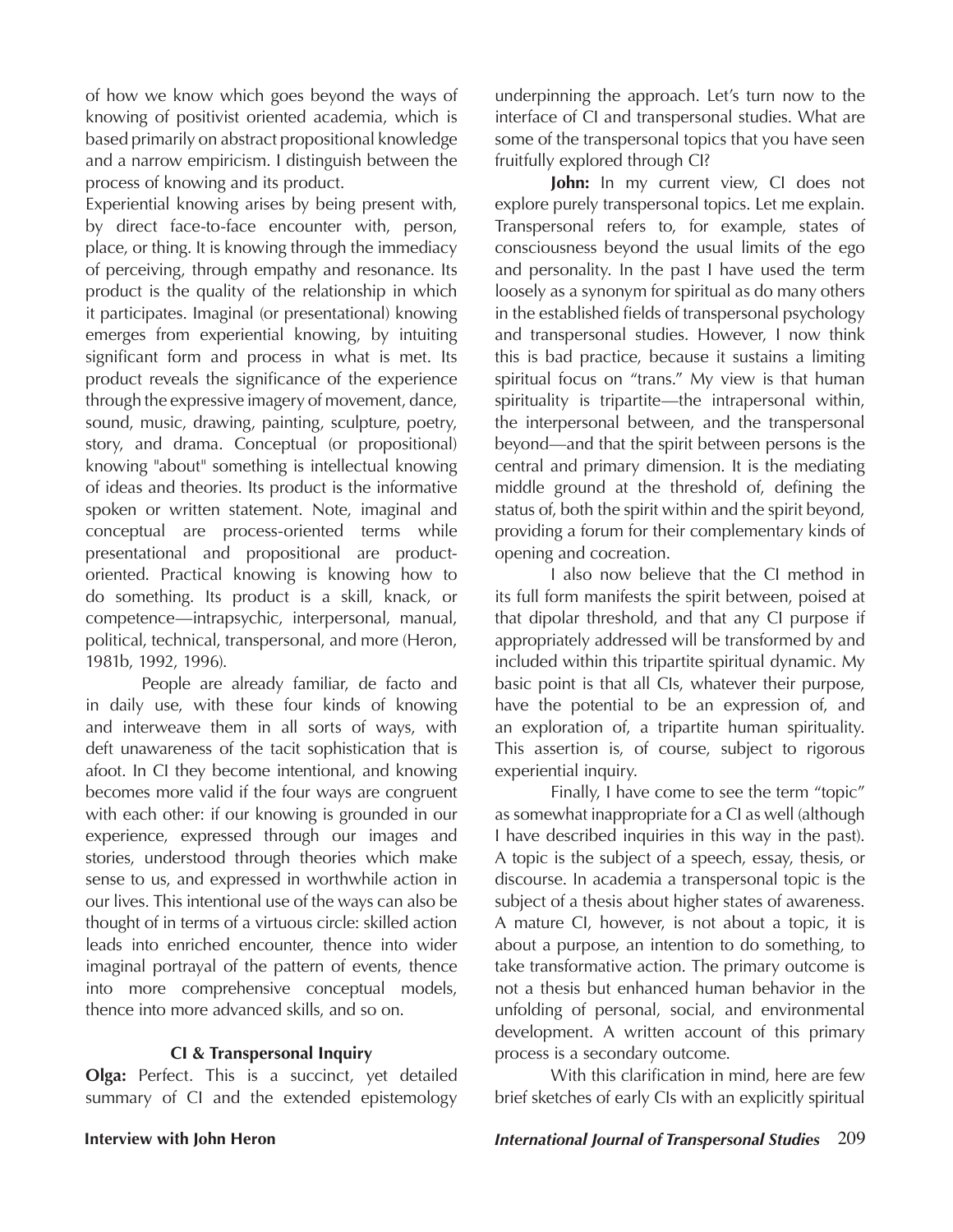of how we know which goes beyond the ways of knowing of positivist oriented academia, which is based primarily on abstract propositional knowledge and a narrow empiricism. I distinguish between the process of knowing and its product.

Experiential knowing arises by being present with, by direct face-to-face encounter with, person, place, or thing. It is knowing through the immediacy of perceiving, through empathy and resonance. Its product is the quality of the relationship in which it participates. Imaginal (or presentational) knowing emerges from experiential knowing, by intuiting significant form and process in what is met. Its product reveals the significance of the experience through the expressive imagery of movement, dance, sound, music, drawing, painting, sculpture, poetry, story, and drama. Conceptual (or propositional) knowing "about" something is intellectual knowing of ideas and theories. Its product is the informative spoken or written statement. Note, imaginal and conceptual are process-oriented terms while presentational and propositional are product-oriented. Practical knowing is knowing how to do something. Its product is a skill, knack, or competence—intrapsychic, interpersonal, manual, political, technical, transpersonal, and more (Heron, 1981b, 1992, 1996).

People are already familiar, de facto and in daily use, with these four kinds of knowing and interweave them in all sorts of ways, with deft unawareness of the tacit sophistication that is afoot. In CI they become intentional, and knowing becomes more valid if the four ways are congruent with each other: if our knowing is grounded in our experience, expressed through our images and stories, understood through theories which make sense to us, and expressed in worthwhile action in our lives. This intentional use of the ways can also be thought of in terms of a virtuous circle: skilled action leads into enriched encounter, thence into wider imaginal portrayal of the pattern of events, thence into more comprehensive conceptual models, thence into more advanced skills, and so on.

### CI & Transpersonal Inquiry

**Olga:** Perfect. This is a succinct, yet detailed summary of CI and the extended epistemology underpinning the approach. Let's turn now to the interface of CI and transpersonal studies. What are some of the transpersonal topics that you have seen fruitfully explored through CI?

**John:** In my current view, CI does not explore purely transpersonal topics. Let me explain. Transpersonal refers to, for example, states of consciousness beyond the usual limits of the ego and personality. In the past I have used the term loosely as a synonym for spiritual as do many others in the established fields of transpersonal psychology and transpersonal studies. However, I now think this is bad practice, because it sustains a limiting spiritual focus on "trans." My view is that human spirituality is tripartite—the intrapersonal within, the interpersonal between, and the transpersonal beyond—and that the spirit between persons is the central and primary dimension. It is the mediating middle ground at the threshold of, defining the status of, both the spirit within and the spirit beyond, providing a forum for their complementary kinds of opening and cocreation.

I also now believe that the CI method in its full form manifests the spirit between, poised at that dipolar threshold, and that any CI purpose if appropriately addressed will be transformed by and included within this tripartite spiritual dynamic. My basic point is that all CIs, whatever their purpose, have the potential to be an expression of, and an exploration of, a tripartite human spirituality. This assertion is, of course, subject to rigorous experiential inquiry.

Finally, I have come to see the term "topic" as somewhat inappropriate for a CI as well (although I have described inquiries in this way in the past). A topic is the subject of a speech, essay, thesis, or discourse. In academia a transpersonal topic is the subject of a thesis about higher states of awareness. A mature CI, however, is not about a topic, it is about a purpose, an intention to do something, to take transformative action. The primary outcome is not a thesis but enhanced human behavior in the unfolding of personal, social, and environmental development. A written account of this primary process is a secondary outcome.

With this clarification in mind, here are few brief sketches of early CIs with an explicitly spiritual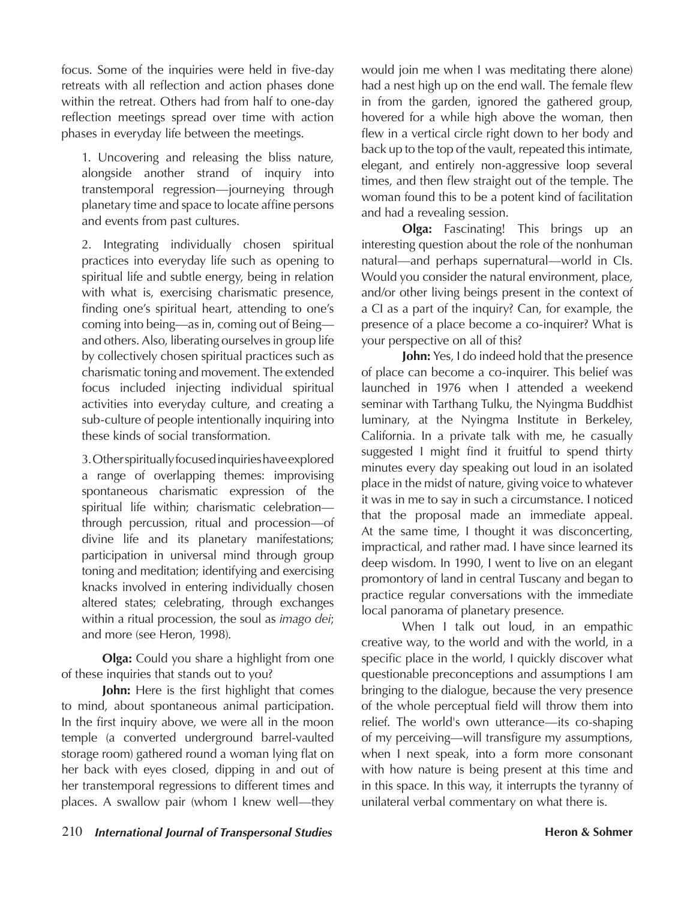focus. Some of the inquiries were held in five-day retreats with all reflection and action phases done within the retreat. Others had from half to one-day reflection meetings spread over time with action phases in everyday life between the meetings.

1. Uncovering and releasing the bliss nature, alongside another strand of inquiry into transtemporal regression—journeying through planetary time and space to locate affine persons and events from past cultures.

2. Integrating individually chosen spiritual practices into everyday life such as opening to spiritual life and subtle energy, being in relation with what is, exercising charismatic presence, finding one's spiritual heart, attending to one's coming into being—as in, coming out of Being—and others. Also, liberating ourselves in group life by collectively chosen spiritual practices such as charismatic toning and movement. The extended focus included injecting individual spiritual activities into everyday culture, and creating a sub-culture of people intentionally inquiring into these kinds of social transformation.

3. Other spiritually focused inquiries have explored a range of overlapping themes: improvising spontaneous charismatic expression of the spiritual life within; charismatic celebration—through percussion, ritual and procession—of divine life and its planetary manifestations; participation in universal mind through group toning and meditation; identifying and exercising knacks involved in entering individually chosen altered states; celebrating, through exchanges within a ritual procession, the soul as *imago dei*; and more (see Heron, 1998).

**Olga:** Could you share a highlight from one of these inquiries that stands out to you?

**John:** Here is the first highlight that comes to mind, about spontaneous animal participation. In the first inquiry above, we were all in the moon temple (a converted underground barrel-vaulted storage room) gathered round a woman lying flat on her back with eyes closed, dipping in and out of her transtemporal regressions to different times and places. A swallow pair (whom I knew well—they would join me when I was meditating there alone) had a nest high up on the end wall. The female flew in from the garden, ignored the gathered group, hovered for a while high above the woman, then flew in a vertical circle right down to her body and back up to the top of the vault, repeated this intimate, elegant, and entirely non-aggressive loop several times, and then flew straight out of the temple. The woman found this to be a potent kind of facilitation and had a revealing session.

**Olga:** Fascinating! This brings up an interesting question about the role of the nonhuman natural—and perhaps supernatural—world in CIs. Would you consider the natural environment, place, and/or other living beings present in the context of a CI as a part of the inquiry? Can, for example, the presence of a place become a co-inquirer? What is your perspective on all of this?

**John:** Yes, I do indeed hold that the presence of place can become a co-inquirer. This belief was launched in 1976 when I attended a weekend seminar with Tarthang Tulku, the Nyingma Buddhist luminary, at the Nyingma Institute in Berkeley, California. In a private talk with me, he casually suggested I might find it fruitful to spend thirty minutes every day speaking out loud in an isolated place in the midst of nature, giving voice to whatever it was in me to say in such a circumstance. I noticed that the proposal made an immediate appeal. At the same time, I thought it was disconcerting, impractical, and rather mad. I have since learned its deep wisdom. In 1990, I went to live on an elegant promontory of land in central Tuscany and began to practice regular conversations with the immediate local panorama of planetary presence.

When I talk out loud, in an empathic creative way, to the world and with the world, in a specific place in the world, I quickly discover what questionable preconceptions and assumptions I am bringing to the dialogue, because the very presence of the whole perceptual field will throw them into relief. The world's own utterance—its co-shaping of my perceiving—will transfigure my assumptions, when I next speak, into a form more consonant with how nature is being present at this time and in this space. In this way, it interrupts the tyranny of unilateral verbal commentary on what there is.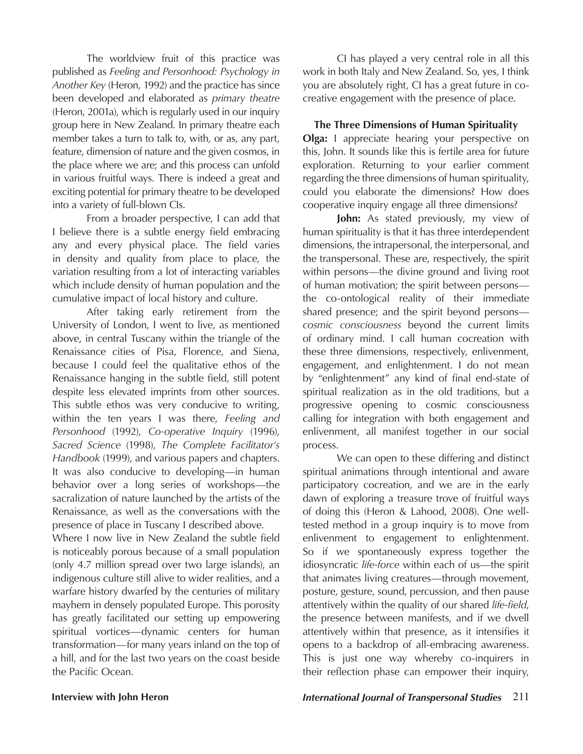The worldview fruit of this practice was published as *Feeling and Personhood: Psychology in Another Key* (Heron, 1992) and the practice has since been developed and elaborated as *primary theatre* (Heron, 2001a), which is regularly used in our inquiry group here in New Zealand. In primary theatre each member takes a turn to talk to, with, or as, any part, feature, dimension of nature and the given cosmos, in the place where we are; and this process can unfold in various fruitful ways. There is indeed a great and exciting potential for primary theatre to be developed into a variety of full-blown CIs.

From a broader perspective, I can add that I believe there is a subtle energy field embracing any and every physical place. The field varies in density and quality from place to place, the variation resulting from a lot of interacting variables which include density of human population and the cumulative impact of local history and culture.

After taking early retirement from the University of London, I went to live, as mentioned above, in central Tuscany within the triangle of the Renaissance cities of Pisa, Florence, and Siena, because I could feel the qualitative ethos of the Renaissance hanging in the subtle field, still potent despite less elevated imprints from other sources. This subtle ethos was very conducive to writing, within the ten years I was there, *Feeling and Personhood* (1992), *Co-operative Inquiry* (1996), *Sacred Science* (1998), *The Complete Facilitator's Handbook* (1999), and various papers and chapters. It was also conducive to developing—in human behavior over a long series of workshops—the sacralization of nature launched by the artists of the Renaissance, as well as the conversations with the presence of place in Tuscany I described above.

Where I now live in New Zealand the subtle field is noticeably porous because of a small population (only 4.7 million spread over two large islands), an indigenous culture still alive to wider realities, and a warfare history dwarfed by the centuries of military mayhem in densely populated Europe. This porosity has greatly facilitated our setting up empowering spiritual vortices—dynamic centers for human transformation—for many years inland on the top of a hill, and for the last two years on the coast beside the Pacific Ocean.

CI has played a very central role in all this work in both Italy and New Zealand. So, yes, I think you are absolutely right, CI has a great future in co-creative engagement with the presence of place.

### The Three Dimensions of Human Spirituality

**Olga:** I appreciate hearing your perspective on this, John. It sounds like this is fertile area for future exploration. Returning to your earlier comment regarding the three dimensions of human spirituality, could you elaborate the dimensions? How does cooperative inquiry engage all three dimensions?

**John:** As stated previously, my view of human spirituality is that it has three interdependent dimensions, the intrapersonal, the interpersonal, and the transpersonal. These are, respectively, the spirit within persons—the divine ground and living root of human motivation; the spirit between persons—the co-ontological reality of their immediate shared presence; and the spirit beyond persons—*cosmic consciousness* beyond the current limits of ordinary mind. I call human cocreation with these three dimensions, respectively, enlivenment, engagement, and enlightenment. I do not mean by "enlightenment" any kind of final end-state of spiritual realization as in the old traditions, but a progressive opening to cosmic consciousness calling for integration with both engagement and enlivenment, all manifest together in our social process.

We can open to these differing and distinct spiritual animations through intentional and aware participatory cocreation, and we are in the early dawn of exploring a treasure trove of fruitful ways of doing this (Heron & Lahood, 2008). One well-tested method in a group inquiry is to move from enlivenment to engagement to enlightenment. So if we spontaneously express together the idiosyncratic *life-force* within each of us—the spirit that animates living creatures—through movement, posture, gesture, sound, percussion, and then pause attentively within the quality of our shared *life-field*, the presence between manifests, and if we dwell attentively within that presence, as it intensifies it opens to a backdrop of all-embracing awareness. This is just one way whereby co-inquirers in their reflection phase can empower their inquiry,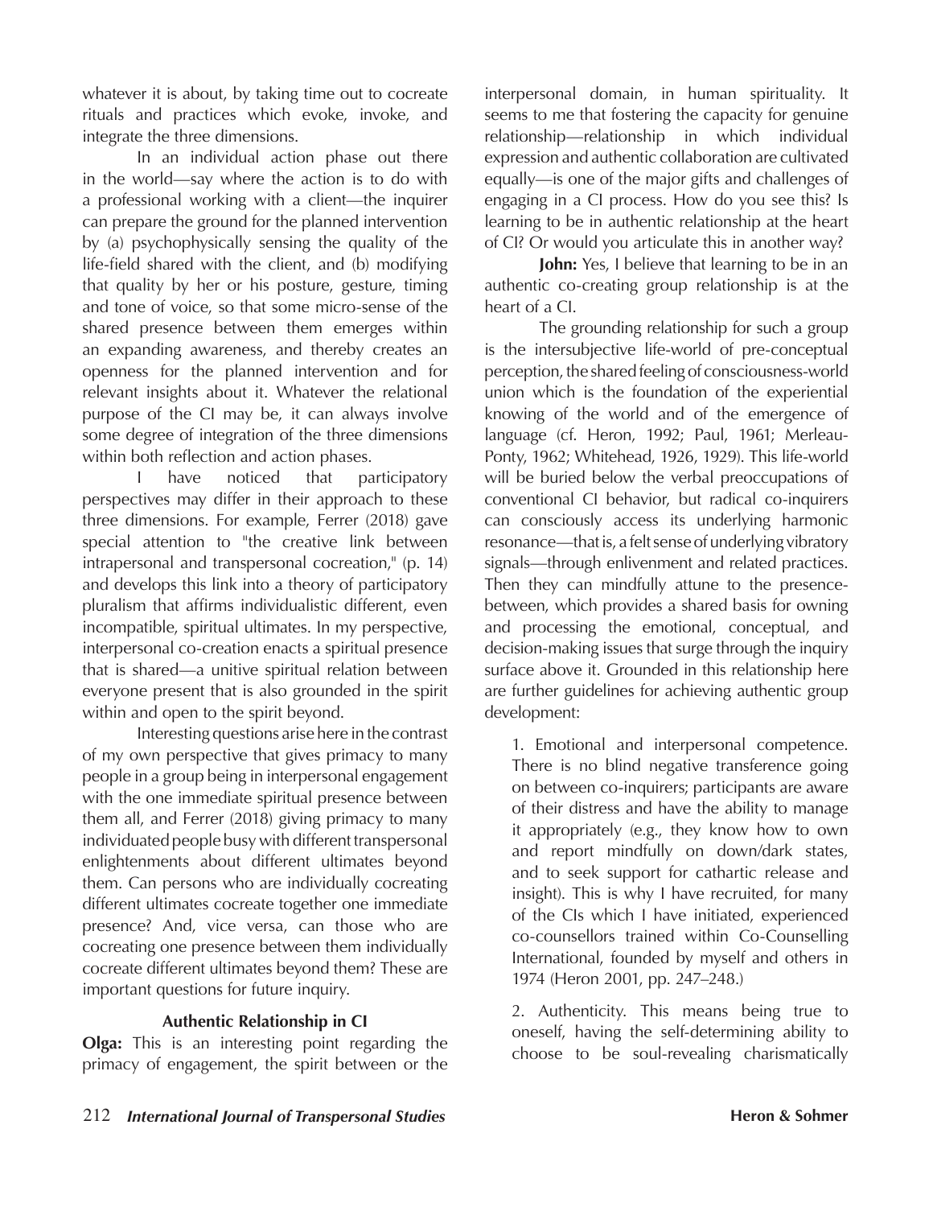whatever it is about, by taking time out to cocreate rituals and practices which evoke, invoke, and integrate the three dimensions.

In an individual action phase out there in the world—say where the action is to do with a professional working with a client—the inquirer can prepare the ground for the planned intervention by (a) psychophysically sensing the quality of the life-field shared with the client, and (b) modifying that quality by her or his posture, gesture, timing and tone of voice, so that some micro-sense of the shared presence between them emerges within an expanding awareness, and thereby creates an openness for the planned intervention and for relevant insights about it. Whatever the relational purpose of the CI may be, it can always involve some degree of integration of the three dimensions within both reflection and action phases.

I have noticed that participatory perspectives may differ in their approach to these three dimensions. For example, Ferrer (2018) gave special attention to "the creative link between intrapersonal and transpersonal cocreation," (p. 14) and develops this link into a theory of participatory pluralism that affirms individualistic different, even incompatible, spiritual ultimates. In my perspective, interpersonal co-creation enacts a spiritual presence that is shared—a unitive spiritual relation between everyone present that is also grounded in the spirit within and open to the spirit beyond.

Interesting questions arise here in the contrast of my own perspective that gives primacy to many people in a group being in interpersonal engagement with the one immediate spiritual presence between them all, and Ferrer (2018) giving primacy to many individuated people busy with different transpersonal enlightenments about different ultimates beyond them. Can persons who are individually cocreating different ultimates cocreate together one immediate presence? And, vice versa, can those who are cocreating one presence between them individually cocreate different ultimates beyond them? These are important questions for future inquiry.

## Authentic Relationship in CI

**Olga:** This is an interesting point regarding the primacy of engagement, the spirit between or the interpersonal domain, in human spirituality. It seems to me that fostering the capacity for genuine relationship—relationship in which individual expression and authentic collaboration are cultivated equally—is one of the major gifts and challenges of engaging in a CI process. How do you see this? Is learning to be in authentic relationship at the heart of CI? Or would you articulate this in another way?

**John:** Yes, I believe that learning to be in an authentic co-creating group relationship is at the heart of a CI.

The grounding relationship for such a group is the intersubjective life-world of pre-conceptual perception, the shared feeling of consciousness-world union which is the foundation of the experiential knowing of the world and of the emergence of language (cf. Heron, 1992; Paul, 1961; Merleau-Ponty, 1962; Whitehead, 1926, 1929). This life-world will be buried below the verbal preoccupations of conventional CI behavior, but radical co-inquirers can consciously access its underlying harmonic resonance—that is, a felt sense of underlying vibratory signals—through enlivenment and related practices. Then they can mindfully attune to the presence-between, which provides a shared basis for owning and processing the emotional, conceptual, and decision-making issues that surge through the inquiry surface above it. Grounded in this relationship here are further guidelines for achieving authentic group development:

1. Emotional and interpersonal competence. There is no blind negative transference going on between co-inquirers; participants are aware of their distress and have the ability to manage it appropriately (e.g., they know how to own and report mindfully on down/dark states, and to seek support for cathartic release and insight). This is why I have recruited, for many of the CIs which I have initiated, experienced co-counsellors trained within Co-Counselling International, founded by myself and others in 1974 (Heron 2001, pp. 247–248.)

2. Authenticity. This means being true to oneself, having the self-determining ability to choose to be soul-revealing charismatically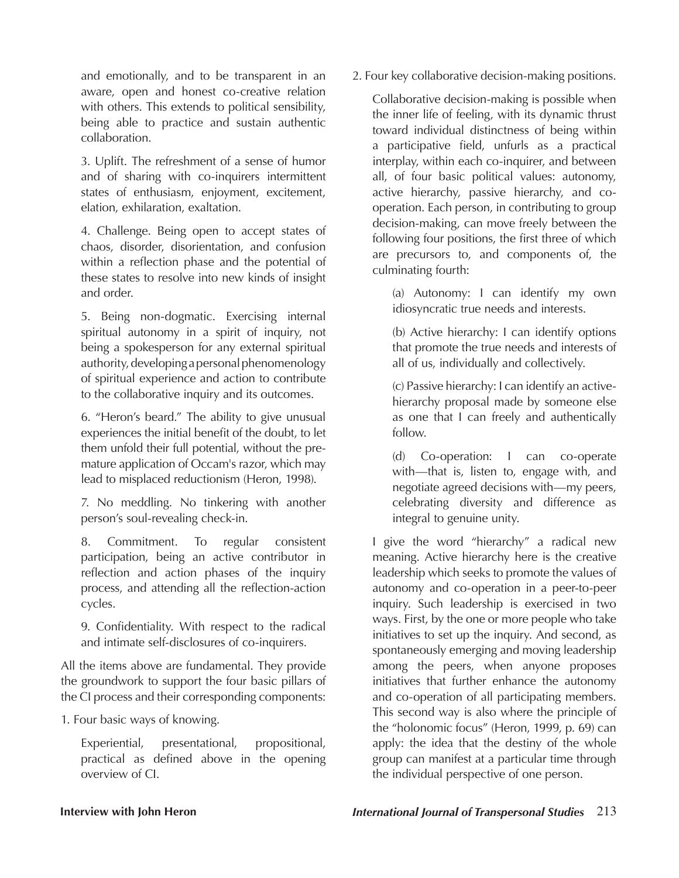and emotionally, and to be transparent in an aware, open and honest co-creative relation with others. This extends to political sensibility, being able to practice and sustain authentic collaboration.

3. Uplift. The refreshment of a sense of humor and of sharing with co-inquirers intermittent states of enthusiasm, enjoyment, excitement, elation, exhilaration, exaltation.

4. Challenge. Being open to accept states of chaos, disorder, disorientation, and confusion within a reflection phase and the potential of these states to resolve into new kinds of insight and order.

5. Being non-dogmatic. Exercising internal spiritual autonomy in a spirit of inquiry, not being a spokesperson for any external spiritual authority, developing a personal phenomenology of spiritual experience and action to contribute to the collaborative inquiry and its outcomes.

6. "Heron's beard." The ability to give unusual experiences the initial benefit of the doubt, to let them unfold their full potential, without the premature application of Occam's razor, which may lead to misplaced reductionism (Heron, 1998).

7. No meddling. No tinkering with another person's soul-revealing check-in.

8. Commitment. To regular consistent participation, being an active contributor in reflection and action phases of the inquiry process, and attending all the reflection-action cycles.

9. Confidentiality. With respect to the radical and intimate self-disclosures of co-inquirers.

All the items above are fundamental. They provide the groundwork to support the four basic pillars of the CI process and their corresponding components:

1. Four basic ways of knowing.

   Experiential, presentational, propositional, practical as defined above in the opening overview of CI.

2. Four key collaborative decision-making positions.

   Collaborative decision-making is possible when the inner life of feeling, with its dynamic thrust toward individual distinctness of being within a participative field, unfurls as a practical interplay, within each co-inquirer, and between all, of four basic political values: autonomy, active hierarchy, passive hierarchy, and co-operation. Each person, in contributing to group decision-making, can move freely between the following four positions, the first three of which are precursors to, and components of, the culminating fourth:

   (a) Autonomy: I can identify my own idiosyncratic true needs and interests.

   (b) Active hierarchy: I can identify options that promote the true needs and interests of all of us, individually and collectively.

   (c) Passive hierarchy: I can identify an active-hierarchy proposal made by someone else as one that I can freely and authentically follow.

   (d) Co-operation: I can co-operate with—that is, listen to, engage with, and negotiate agreed decisions with—my peers, celebrating diversity and difference as integral to genuine unity.

   I give the word "hierarchy" a radical new meaning. Active hierarchy here is the creative leadership which seeks to promote the values of autonomy and co-operation in a peer-to-peer inquiry. Such leadership is exercised in two ways. First, by the one or more people who take initiatives to set up the inquiry. And second, as spontaneously emerging and moving leadership among the peers, when anyone proposes initiatives that further enhance the autonomy and co-operation of all participating members. This second way is also where the principle of the "holonomic focus" (Heron, 1999, p. 69) can apply: the idea that the destiny of the whole group can manifest at a particular time through the individual perspective of one person.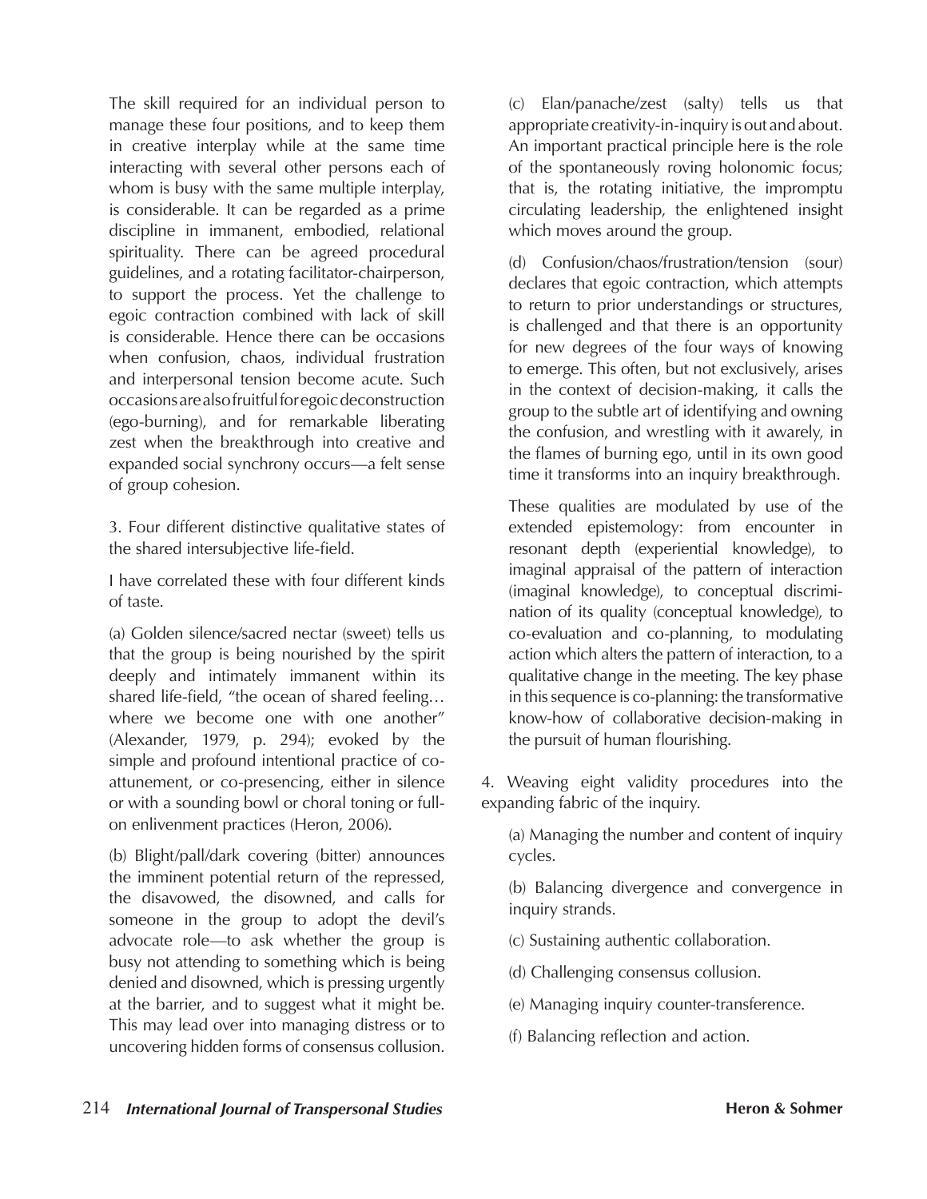The skill required for an individual person to manage these four positions, and to keep them in creative interplay while at the same time interacting with several other persons each of whom is busy with the same multiple interplay, is considerable. It can be regarded as a prime discipline in immanent, embodied, relational spirituality. There can be agreed procedural guidelines, and a rotating facilitator-chairperson, to support the process. Yet the challenge to egoic contraction combined with lack of skill is considerable. Hence there can be occasions when confusion, chaos, individual frustration and interpersonal tension become acute. Such occasions are also fruitful for egoic deconstruction (ego-burning), and for remarkable liberating zest when the breakthrough into creative and expanded social synchrony occurs—a felt sense of group cohesion.

3. Four different distinctive qualitative states of the shared intersubjective life-field.

I have correlated these with four different kinds of taste.

(a) Golden silence/sacred nectar (sweet) tells us that the group is being nourished by the spirit deeply and intimately immanent within its shared life-field, "the ocean of shared feeling… where we become one with one another" (Alexander, 1979, p. 294); evoked by the simple and profound intentional practice of co-attunement, or co-presencing, either in silence or with a sounding bowl or choral toning or full-on enlivenment practices (Heron, 2006).

(b) Blight/pall/dark covering (bitter) announces the imminent potential return of the repressed, the disavowed, the disowned, and calls for someone in the group to adopt the devil's advocate role—to ask whether the group is busy not attending to something which is being denied and disowned, which is pressing urgently at the barrier, and to suggest what it might be. This may lead over into managing distress or to uncovering hidden forms of consensus collusion.

(c) Elan/panache/zest (salty) tells us that appropriate creativity-in-inquiry is out and about. An important practical principle here is the role of the spontaneously roving holonomic focus; that is, the rotating initiative, the impromptu circulating leadership, the enlightened insight which moves around the group.

(d) Confusion/chaos/frustration/tension (sour) declares that egoic contraction, which attempts to return to prior understandings or structures, is challenged and that there is an opportunity for new degrees of the four ways of knowing to emerge. This often, but not exclusively, arises in the context of decision-making, it calls the group to the subtle art of identifying and owning the confusion, and wrestling with it awarely, in the flames of burning ego, until in its own good time it transforms into an inquiry breakthrough.

These qualities are modulated by use of the extended epistemology: from encounter in resonant depth (experiential knowledge), to imaginal appraisal of the pattern of interaction (imaginal knowledge), to conceptual discrimination of its quality (conceptual knowledge), to co-evaluation and co-planning, to modulating action which alters the pattern of interaction, to a qualitative change in the meeting. The key phase in this sequence is co-planning: the transformative know-how of collaborative decision-making in the pursuit of human flourishing.

4. Weaving eight validity procedures into the expanding fabric of the inquiry.

(a) Managing the number and content of inquiry cycles.

(b) Balancing divergence and convergence in inquiry strands.

(c) Sustaining authentic collaboration.

(d) Challenging consensus collusion.

(e) Managing inquiry counter-transference.

(f) Balancing reflection and action.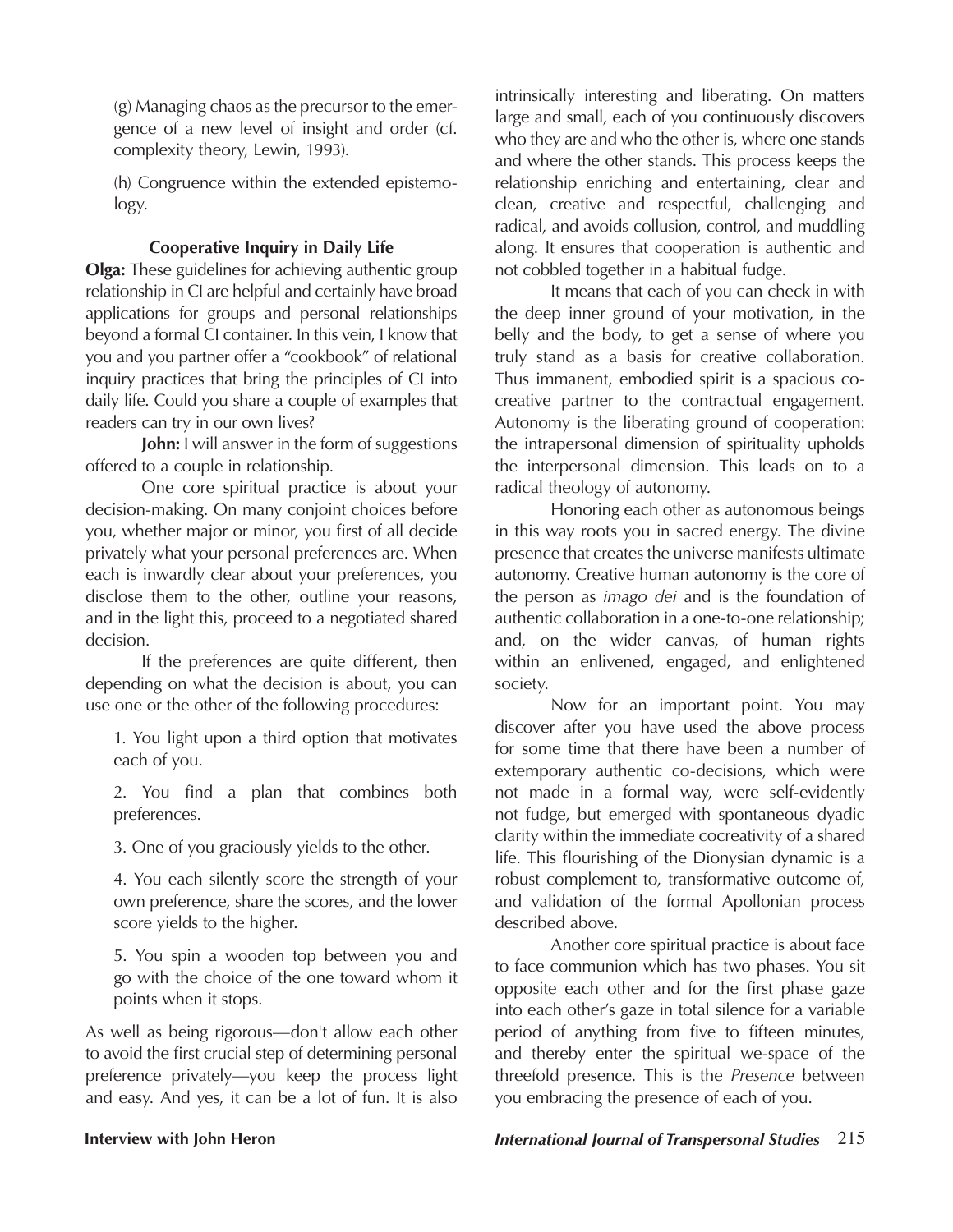(g) Managing chaos as the precursor to the emergence of a new level of insight and order (cf. complexity theory, Lewin, 1993).

(h) Congruence within the extended epistemology.

### Cooperative Inquiry in Daily Life

**Olga:** These guidelines for achieving authentic group relationship in CI are helpful and certainly have broad applications for groups and personal relationships beyond a formal CI container. In this vein, I know that you and you partner offer a "cookbook" of relational inquiry practices that bring the principles of CI into daily life. Could you share a couple of examples that readers can try in our own lives?

**John:** I will answer in the form of suggestions offered to a couple in relationship.

One core spiritual practice is about your decision-making. On many conjoint choices before you, whether major or minor, you first of all decide privately what your personal preferences are. When each is inwardly clear about your preferences, you disclose them to the other, outline your reasons, and in the light this, proceed to a negotiated shared decision.

If the preferences are quite different, then depending on what the decision is about, you can use one or the other of the following procedures:

1. You light upon a third option that motivates each of you.
2. You find a plan that combines both preferences.
3. One of you graciously yields to the other.
4. You each silently score the strength of your own preference, share the scores, and the lower score yields to the higher.
5. You spin a wooden top between you and go with the choice of the one toward whom it points when it stops.

As well as being rigorous—don't allow each other to avoid the first crucial step of determining personal preference privately—you keep the process light and easy. And yes, it can be a lot of fun. It is also intrinsically interesting and liberating. On matters large and small, each of you continuously discovers who they are and who the other is, where one stands and where the other stands. This process keeps the relationship enriching and entertaining, clear and clean, creative and respectful, challenging and radical, and avoids collusion, control, and muddling along. It ensures that cooperation is authentic and not cobbled together in a habitual fudge.

It means that each of you can check in with the deep inner ground of your motivation, in the belly and the body, to get a sense of where you truly stand as a basis for creative collaboration. Thus immanent, embodied spirit is a spacious co-creative partner to the contractual engagement. Autonomy is the liberating ground of cooperation: the intrapersonal dimension of spirituality upholds the interpersonal dimension. This leads on to a radical theology of autonomy.

Honoring each other as autonomous beings in this way roots you in sacred energy. The divine presence that creates the universe manifests ultimate autonomy. Creative human autonomy is the core of the person as *imago dei* and is the foundation of authentic collaboration in a one-to-one relationship; and, on the wider canvas, of human rights within an enlivened, engaged, and enlightened society.

Now for an important point. You may discover after you have used the above process for some time that there have been a number of extemporary authentic co-decisions, which were not made in a formal way, were self-evidently not fudge, but emerged with spontaneous dyadic clarity within the immediate cocreativity of a shared life. This flourishing of the Dionysian dynamic is a robust complement to, transformative outcome of, and validation of the formal Apollonian process described above.

Another core spiritual practice is about face to face communion which has two phases. You sit opposite each other and for the first phase gaze into each other's gaze in total silence for a variable period of anything from five to fifteen minutes, and thereby enter the spiritual we-space of the threefold presence. This is the *Presence* between you embracing the presence of each of you.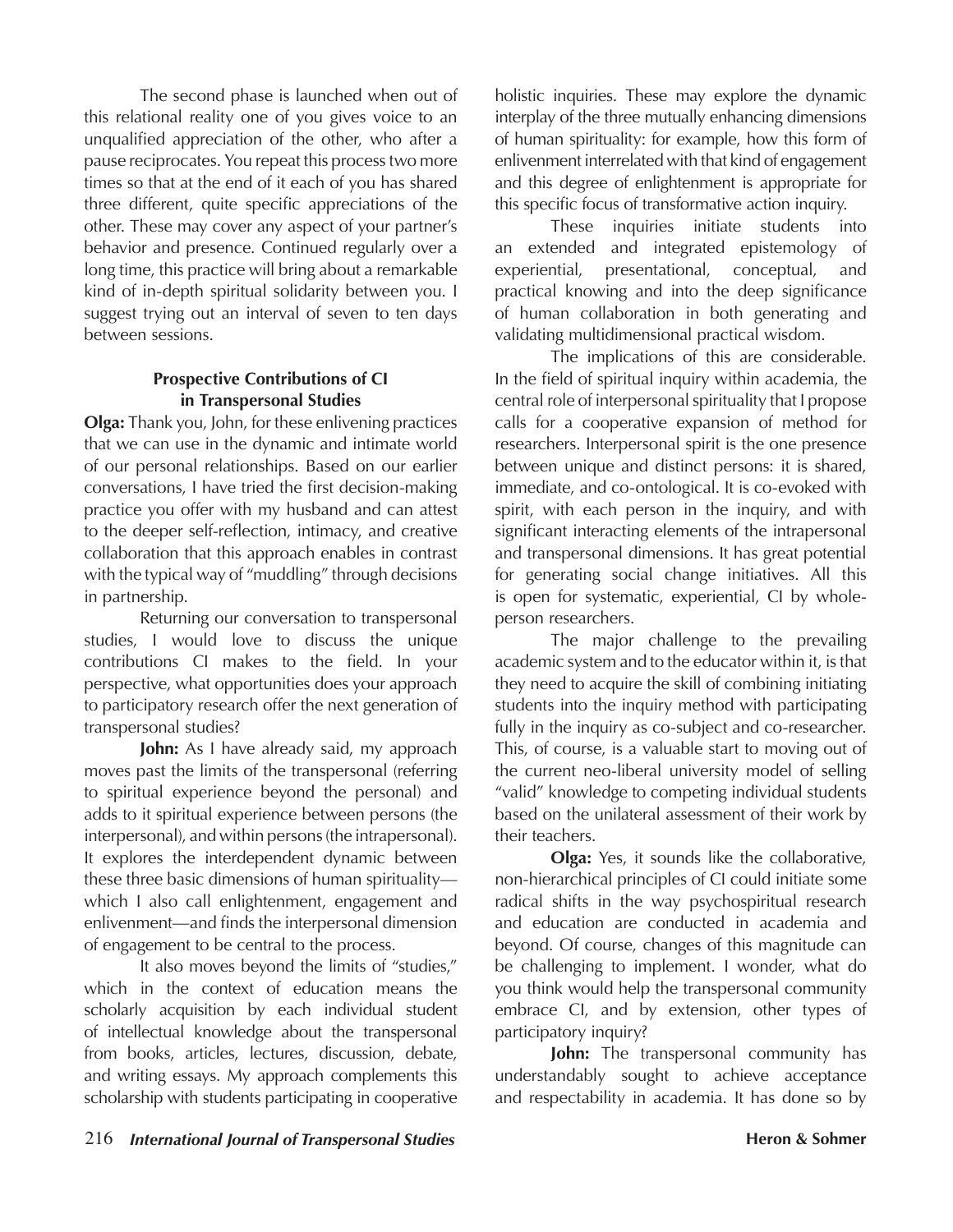The second phase is launched when out of this relational reality one of you gives voice to an unqualified appreciation of the other, who after a pause reciprocates. You repeat this process two more times so that at the end of it each of you has shared three different, quite specific appreciations of the other. These may cover any aspect of your partner's behavior and presence. Continued regularly over a long time, this practice will bring about a remarkable kind of in-depth spiritual solidarity between you. I suggest trying out an interval of seven to ten days between sessions.

### Prospective Contributions of CI in Transpersonal Studies

**Olga:** Thank you, John, for these enlivening practices that we can use in the dynamic and intimate world of our personal relationships. Based on our earlier conversations, I have tried the first decision-making practice you offer with my husband and can attest to the deeper self-reflection, intimacy, and creative collaboration that this approach enables in contrast with the typical way of "muddling" through decisions in partnership.

Returning our conversation to transpersonal studies, I would love to discuss the unique contributions CI makes to the field. In your perspective, what opportunities does your approach to participatory research offer the next generation of transpersonal studies?

**John:** As I have already said, my approach moves past the limits of the transpersonal (referring to spiritual experience beyond the personal) and adds to it spiritual experience between persons (the interpersonal), and within persons (the intrapersonal). It explores the interdependent dynamic between these three basic dimensions of human spirituality—which I also call enlightenment, engagement and enlivenment—and finds the interpersonal dimension of engagement to be central to the process.

It also moves beyond the limits of "studies," which in the context of education means the scholarly acquisition by each individual student of intellectual knowledge about the transpersonal from books, articles, lectures, discussion, debate, and writing essays. My approach complements this scholarship with students participating in cooperative holistic inquiries. These may explore the dynamic interplay of the three mutually enhancing dimensions of human spirituality: for example, how this form of enlivenment interrelated with that kind of engagement and this degree of enlightenment is appropriate for this specific focus of transformative action inquiry.

These inquiries initiate students into an extended and integrated epistemology of experiential, presentational, conceptual, and practical knowing and into the deep significance of human collaboration in both generating and validating multidimensional practical wisdom.

The implications of this are considerable. In the field of spiritual inquiry within academia, the central role of interpersonal spirituality that I propose calls for a cooperative expansion of method for researchers. Interpersonal spirit is the one presence between unique and distinct persons: it is shared, immediate, and co-ontological. It is co-evoked with spirit, with each person in the inquiry, and with significant interacting elements of the intrapersonal and transpersonal dimensions. It has great potential for generating social change initiatives. All this is open for systematic, experiential, CI by whole-person researchers.

The major challenge to the prevailing academic system and to the educator within it, is that they need to acquire the skill of combining initiating students into the inquiry method with participating fully in the inquiry as co-subject and co-researcher. This, of course, is a valuable start to moving out of the current neo-liberal university model of selling "valid" knowledge to competing individual students based on the unilateral assessment of their work by their teachers.

**Olga:** Yes, it sounds like the collaborative, non-hierarchical principles of CI could initiate some radical shifts in the way psychospiritual research and education are conducted in academia and beyond. Of course, changes of this magnitude can be challenging to implement. I wonder, what do you think would help the transpersonal community embrace CI, and by extension, other types of participatory inquiry?

**John:** The transpersonal community has understandably sought to achieve acceptance and respectability in academia. It has done so by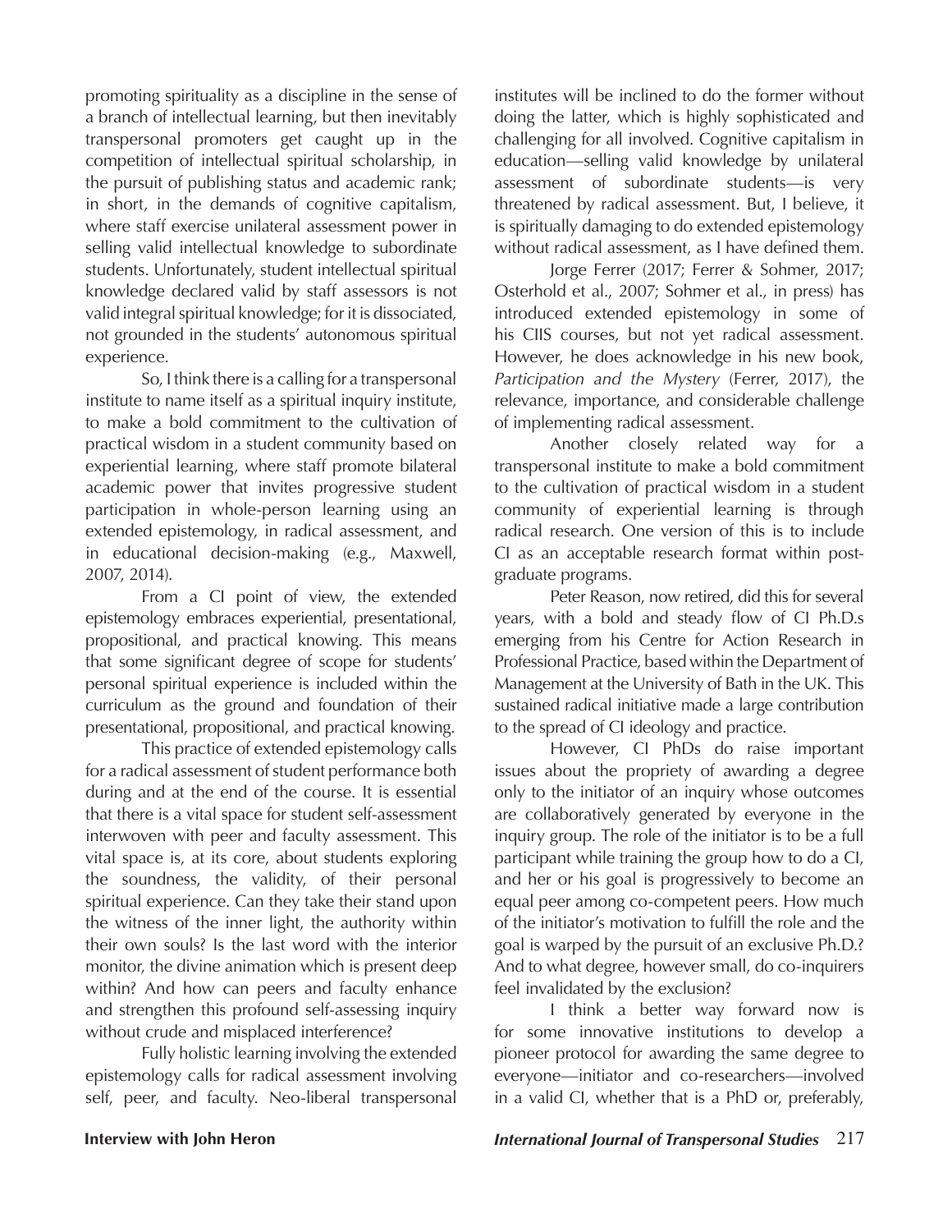promoting spirituality as a discipline in the sense of a branch of intellectual learning, but then inevitably transpersonal promoters get caught up in the competition of intellectual spiritual scholarship, in the pursuit of publishing status and academic rank; in short, in the demands of cognitive capitalism, where staff exercise unilateral assessment power in selling valid intellectual knowledge to subordinate students. Unfortunately, student intellectual spiritual knowledge declared valid by staff assessors is not valid integral spiritual knowledge; for it is dissociated, not grounded in the students' autonomous spiritual experience.

So, I think there is a calling for a transpersonal institute to name itself as a spiritual inquiry institute, to make a bold commitment to the cultivation of practical wisdom in a student community based on experiential learning, where staff promote bilateral academic power that invites progressive student participation in whole-person learning using an extended epistemology, in radical assessment, and in educational decision-making (e.g., Maxwell, 2007, 2014).

From a CI point of view, the extended epistemology embraces experiential, presentational, propositional, and practical knowing. This means that some significant degree of scope for students' personal spiritual experience is included within the curriculum as the ground and foundation of their presentational, propositional, and practical knowing.

This practice of extended epistemology calls for a radical assessment of student performance both during and at the end of the course. It is essential that there is a vital space for student self-assessment interwoven with peer and faculty assessment. This vital space is, at its core, about students exploring the soundness, the validity, of their personal spiritual experience. Can they take their stand upon the witness of the inner light, the authority within their own souls? Is the last word with the interior monitor, the divine animation which is present deep within? And how can peers and faculty enhance and strengthen this profound self-assessing inquiry without crude and misplaced interference?

Fully holistic learning involving the extended epistemology calls for radical assessment involving self, peer, and faculty. Neo-liberal transpersonal institutes will be inclined to do the former without doing the latter, which is highly sophisticated and challenging for all involved. Cognitive capitalism in education—selling valid knowledge by unilateral assessment of subordinate students—is very threatened by radical assessment. But, I believe, it is spiritually damaging to do extended epistemology without radical assessment, as I have defined them.

Jorge Ferrer (2017; Ferrer & Sohmer, 2017; Osterhold et al., 2007; Sohmer et al., in press) has introduced extended epistemology in some of his CIIS courses, but not yet radical assessment. However, he does acknowledge in his new book, *Participation and the Mystery* (Ferrer, 2017), the relevance, importance, and considerable challenge of implementing radical assessment.

Another closely related way for a transpersonal institute to make a bold commitment to the cultivation of practical wisdom in a student community of experiential learning is through radical research. One version of this is to include CI as an acceptable research format within post-graduate programs.

Peter Reason, now retired, did this for several years, with a bold and steady flow of CI Ph.D.s emerging from his Centre for Action Research in Professional Practice, based within the Department of Management at the University of Bath in the UK. This sustained radical initiative made a large contribution to the spread of CI ideology and practice.

However, CI PhDs do raise important issues about the propriety of awarding a degree only to the initiator of an inquiry whose outcomes are collaboratively generated by everyone in the inquiry group. The role of the initiator is to be a full participant while training the group how to do a CI, and her or his goal is progressively to become an equal peer among co-competent peers. How much of the initiator's motivation to fulfill the role and the goal is warped by the pursuit of an exclusive Ph.D.? And to what degree, however small, do co-inquirers feel invalidated by the exclusion?

I think a better way forward now is for some innovative institutions to develop a pioneer protocol for awarding the same degree to everyone—initiator and co-researchers—involved in a valid CI, whether that is a PhD or, preferably,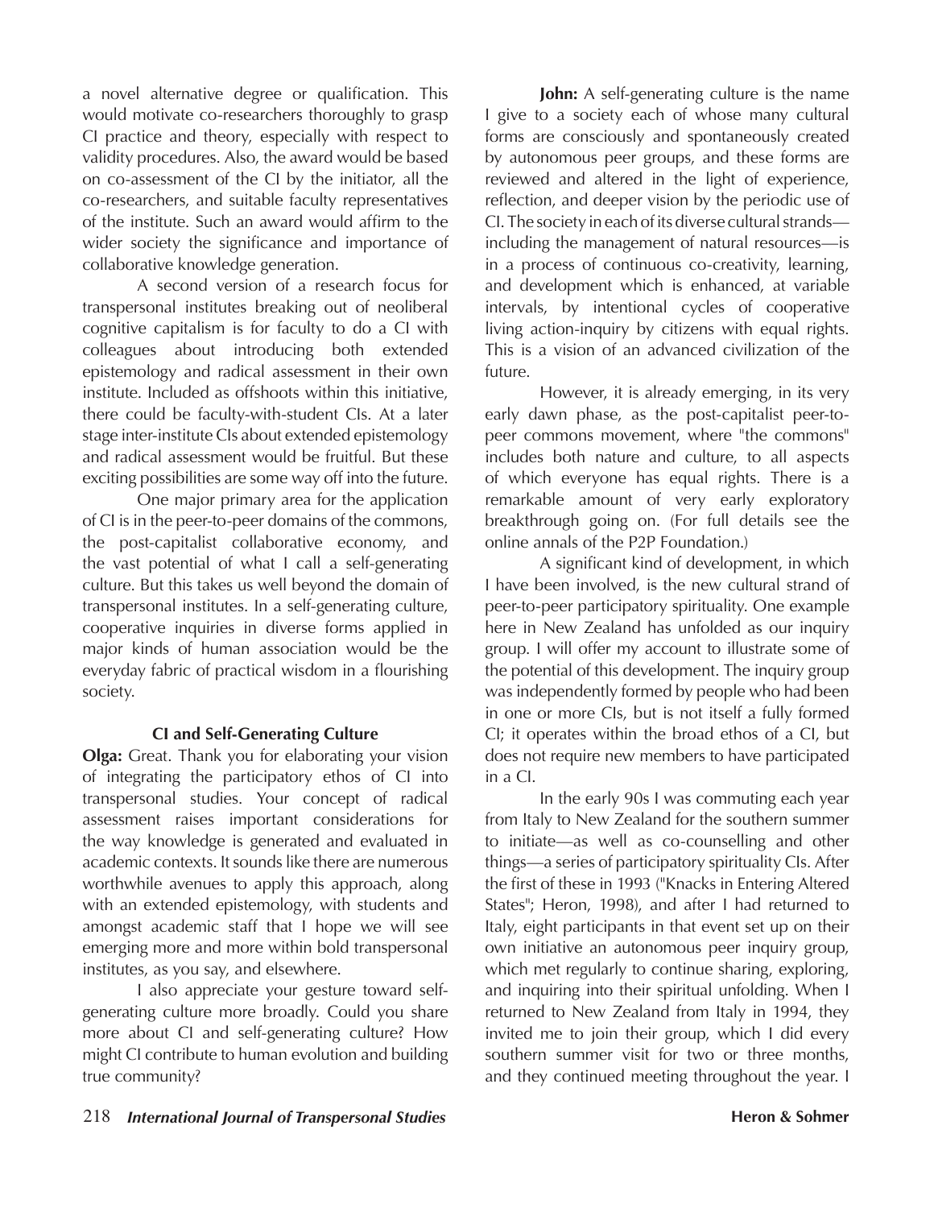a novel alternative degree or qualification. This would motivate co-researchers thoroughly to grasp CI practice and theory, especially with respect to validity procedures. Also, the award would be based on co-assessment of the CI by the initiator, all the co-researchers, and suitable faculty representatives of the institute. Such an award would affirm to the wider society the significance and importance of collaborative knowledge generation.

A second version of a research focus for transpersonal institutes breaking out of neoliberal cognitive capitalism is for faculty to do a CI with colleagues about introducing both extended epistemology and radical assessment in their own institute. Included as offshoots within this initiative, there could be faculty-with-student CIs. At a later stage inter-institute CIs about extended epistemology and radical assessment would be fruitful. But these exciting possibilities are some way off into the future.

One major primary area for the application of CI is in the peer-to-peer domains of the commons, the post-capitalist collaborative economy, and the vast potential of what I call a self-generating culture. But this takes us well beyond the domain of transpersonal institutes. In a self-generating culture, cooperative inquiries in diverse forms applied in major kinds of human association would be the everyday fabric of practical wisdom in a flourishing society.

### CI and Self-Generating Culture

**Olga:** Great. Thank you for elaborating your vision of integrating the participatory ethos of CI into transpersonal studies. Your concept of radical assessment raises important considerations for the way knowledge is generated and evaluated in academic contexts. It sounds like there are numerous worthwhile avenues to apply this approach, along with an extended epistemology, with students and amongst academic staff that I hope we will see emerging more and more within bold transpersonal institutes, as you say, and elsewhere.

I also appreciate your gesture toward self-generating culture more broadly. Could you share more about CI and self-generating culture? How might CI contribute to human evolution and building true community?

**John:** A self-generating culture is the name I give to a society each of whose many cultural forms are consciously and spontaneously created by autonomous peer groups, and these forms are reviewed and altered in the light of experience, reflection, and deeper vision by the periodic use of CI. The society in each of its diverse cultural strands—including the management of natural resources—is in a process of continuous co-creativity, learning, and development which is enhanced, at variable intervals, by intentional cycles of cooperative living action-inquiry by citizens with equal rights. This is a vision of an advanced civilization of the future.

However, it is already emerging, in its very early dawn phase, as the post-capitalist peer-to-peer commons movement, where "the commons" includes both nature and culture, to all aspects of which everyone has equal rights. There is a remarkable amount of very early exploratory breakthrough going on. (For full details see the online annals of the P2P Foundation.)

A significant kind of development, in which I have been involved, is the new cultural strand of peer-to-peer participatory spirituality. One example here in New Zealand has unfolded as our inquiry group. I will offer my account to illustrate some of the potential of this development. The inquiry group was independently formed by people who had been in one or more CIs, but is not itself a fully formed CI; it operates within the broad ethos of a CI, but does not require new members to have participated in a CI.

In the early 90s I was commuting each year from Italy to New Zealand for the southern summer to initiate—as well as co-counselling and other things—a series of participatory spirituality CIs. After the first of these in 1993 ("Knacks in Entering Altered States"; Heron, 1998), and after I had returned to Italy, eight participants in that event set up on their own initiative an autonomous peer inquiry group, which met regularly to continue sharing, exploring, and inquiring into their spiritual unfolding. When I returned to New Zealand from Italy in 1994, they invited me to join their group, which I did every southern summer visit for two or three months, and they continued meeting throughout the year. I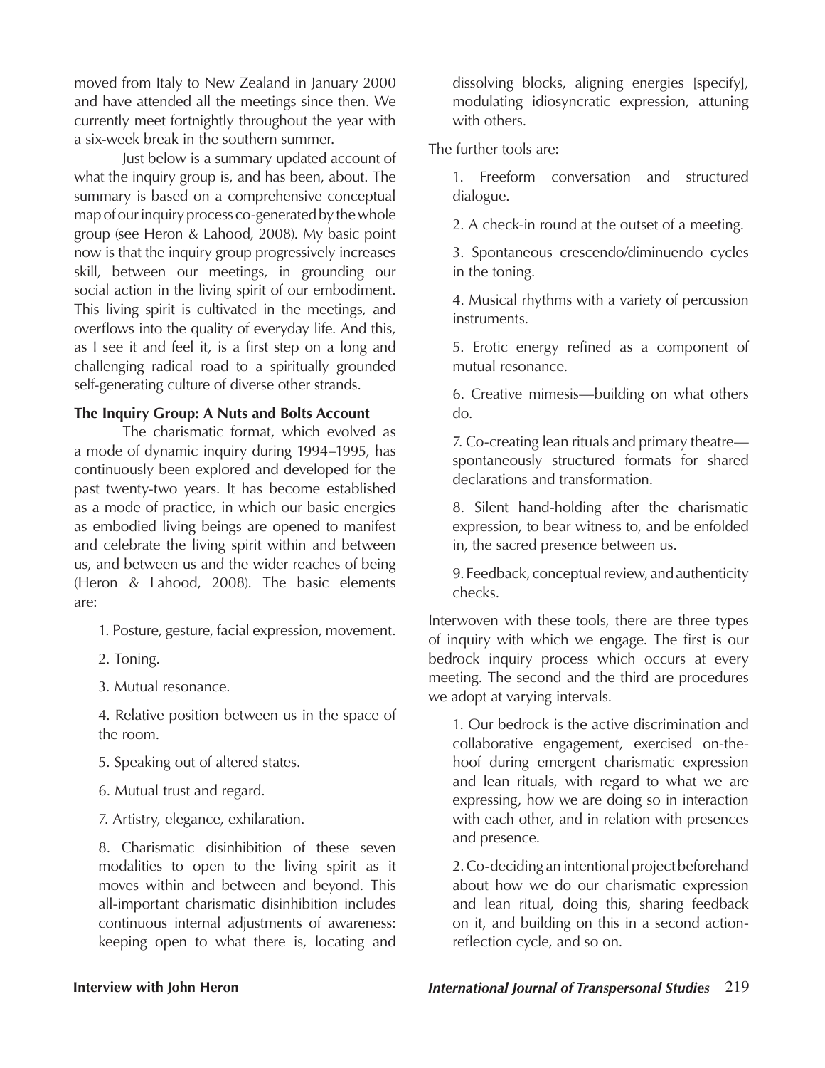moved from Italy to New Zealand in January 2000 and have attended all the meetings since then. We currently meet fortnightly throughout the year with a six-week break in the southern summer.

Just below is a summary updated account of what the inquiry group is, and has been, about. The summary is based on a comprehensive conceptual map of our inquiry process co-generated by the whole group (see Heron & Lahood, 2008). My basic point now is that the inquiry group progressively increases skill, between our meetings, in grounding our social action in the living spirit of our embodiment. This living spirit is cultivated in the meetings, and overflows into the quality of everyday life. And this, as I see it and feel it, is a first step on a long and challenging radical road to a spiritually grounded self-generating culture of diverse other strands.

**The Inquiry Group: A Nuts and Bolts Account**

The charismatic format, which evolved as a mode of dynamic inquiry during 1994–1995, has continuously been explored and developed for the past twenty-two years. It has become established as a mode of practice, in which our basic energies as embodied living beings are opened to manifest and celebrate the living spirit within and between us, and between us and the wider reaches of being (Heron & Lahood, 2008). The basic elements are:

1. Posture, gesture, facial expression, movement.
2. Toning.
3. Mutual resonance.
4. Relative position between us in the space of the room.
5. Speaking out of altered states.
6. Mutual trust and regard.
7. Artistry, elegance, exhilaration.
8. Charismatic disinhibition of these seven modalities to open to the living spirit as it moves within and between and beyond. This all-important charismatic disinhibition includes continuous internal adjustments of awareness: keeping open to what there is, locating and dissolving blocks, aligning energies [specify], modulating idiosyncratic expression, attuning with others.

The further tools are:

1. Freeform conversation and structured dialogue.
2. A check-in round at the outset of a meeting.
3. Spontaneous crescendo/diminuendo cycles in the toning.
4. Musical rhythms with a variety of percussion instruments.
5. Erotic energy refined as a component of mutual resonance.
6. Creative mimesis—building on what others do.
7. Co-creating lean rituals and primary theatre—spontaneously structured formats for shared declarations and transformation.
8. Silent hand-holding after the charismatic expression, to bear witness to, and be enfolded in, the sacred presence between us.
9. Feedback, conceptual review, and authenticity checks.

Interwoven with these tools, there are three types of inquiry with which we engage. The first is our bedrock inquiry process which occurs at every meeting. The second and the third are procedures we adopt at varying intervals.

1. Our bedrock is the active discrimination and collaborative engagement, exercised on-the-hoof during emergent charismatic expression and lean rituals, with regard to what we are expressing, how we are doing so in interaction with each other, and in relation with presences and presence.
2. Co-deciding an intentional project beforehand about how we do our charismatic expression and lean ritual, doing this, sharing feedback on it, and building on this in a second action-reflection cycle, and so on.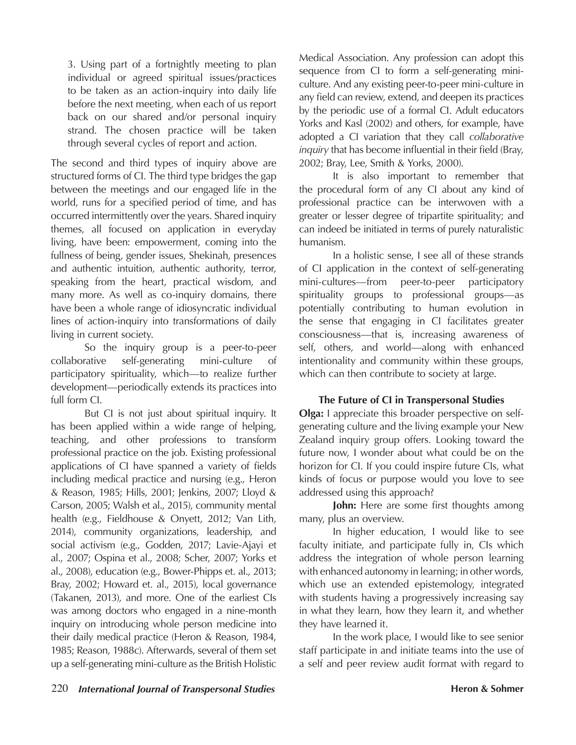3. Using part of a fortnightly meeting to plan individual or agreed spiritual issues/practices to be taken as an action-inquiry into daily life before the next meeting, when each of us report back on our shared and/or personal inquiry strand. The chosen practice will be taken through several cycles of report and action.

The second and third types of inquiry above are structured forms of CI. The third type bridges the gap between the meetings and our engaged life in the world, runs for a specified period of time, and has occurred intermittently over the years. Shared inquiry themes, all focused on application in everyday living, have been: empowerment, coming into the fullness of being, gender issues, Shekinah, presences and authentic intuition, authentic authority, terror, speaking from the heart, practical wisdom, and many more. As well as co-inquiry domains, there have been a whole range of idiosyncratic individual lines of action-inquiry into transformations of daily living in current society.

So the inquiry group is a peer-to-peer collaborative self-generating mini-culture of participatory spirituality, which—to realize further development—periodically extends its practices into full form CI.

But CI is not just about spiritual inquiry. It has been applied within a wide range of helping, teaching, and other professions to transform professional practice on the job. Existing professional applications of CI have spanned a variety of fields including medical practice and nursing (e.g., Heron & Reason, 1985; Hills, 2001; Jenkins, 2007; Lloyd & Carson, 2005; Walsh et al., 2015), community mental health (e.g., Fieldhouse & Onyett, 2012; Van Lith, 2014), community organizations, leadership, and social activism (e.g., Godden, 2017; Lavie-Ajayi et al., 2007; Ospina et al., 2008; Scher, 2007; Yorks et al., 2008), education (e.g., Bower-Phipps et. al., 2013; Bray, 2002; Howard et. al., 2015), local governance (Takanen, 2013), and more. One of the earliest CIs was among doctors who engaged in a nine-month inquiry on introducing whole person medicine into their daily medical practice (Heron & Reason, 1984, 1985; Reason, 1988c). Afterwards, several of them set up a self-generating mini-culture as the British Holistic Medical Association. Any profession can adopt this sequence from CI to form a self-generating mini-culture. And any existing peer-to-peer mini-culture in any field can review, extend, and deepen its practices by the periodic use of a formal CI. Adult educators Yorks and Kasl (2002) and others, for example, have adopted a CI variation that they call *collaborative inquiry* that has become influential in their field (Bray, 2002; Bray, Lee, Smith & Yorks, 2000).

It is also important to remember that the procedural form of any CI about any kind of professional practice can be interwoven with a greater or lesser degree of tripartite spirituality; and can indeed be initiated in terms of purely naturalistic humanism.

In a holistic sense, I see all of these strands of CI application in the context of self-generating mini-cultures—from peer-to-peer participatory spirituality groups to professional groups—as potentially contributing to human evolution in the sense that engaging in CI facilitates greater consciousness—that is, increasing awareness of self, others, and world—along with enhanced intentionality and community within these groups, which can then contribute to society at large.

### The Future of CI in Transpersonal Studies

**Olga:** I appreciate this broader perspective on self-generating culture and the living example your New Zealand inquiry group offers. Looking toward the future now, I wonder about what could be on the horizon for CI. If you could inspire future CIs, what kinds of focus or purpose would you love to see addressed using this approach?

**John:** Here are some first thoughts among many, plus an overview.

In higher education, I would like to see faculty initiate, and participate fully in, CIs which address the integration of whole person learning with enhanced autonomy in learning; in other words, which use an extended epistemology, integrated with students having a progressively increasing say in what they learn, how they learn it, and whether they have learned it.

In the work place, I would like to see senior staff participate in and initiate teams into the use of a self and peer review audit format with regard to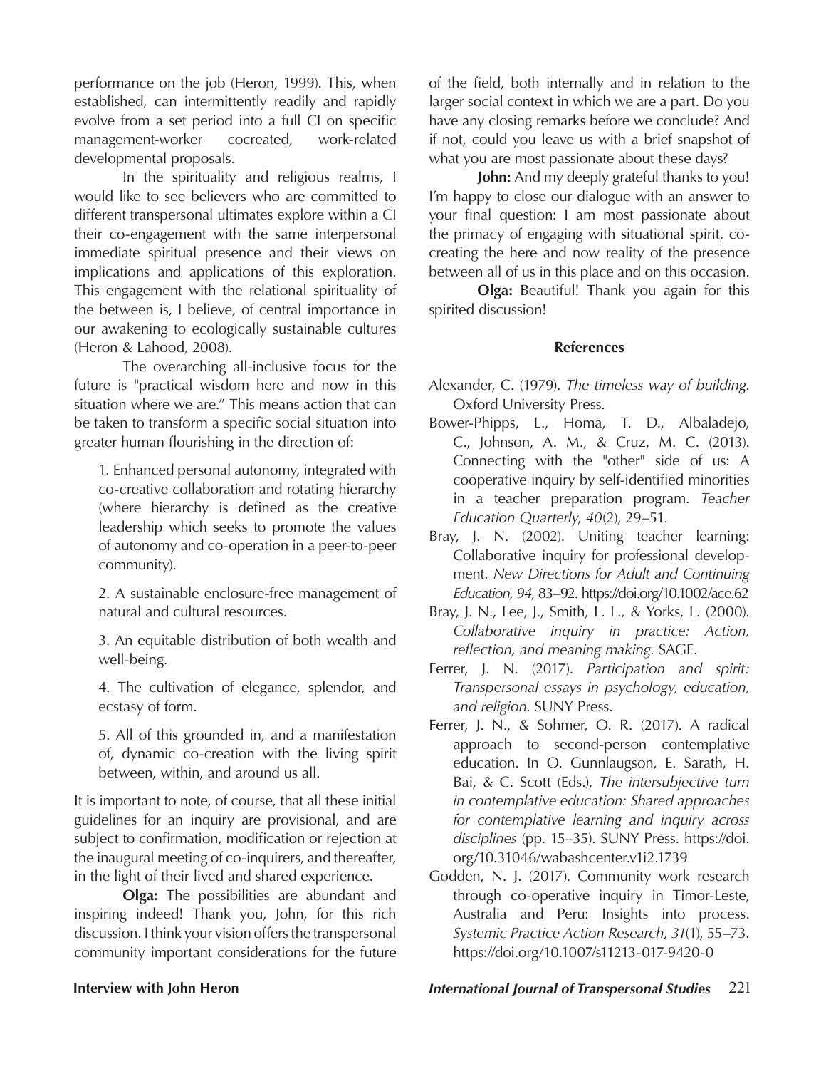performance on the job (Heron, 1999). This, when established, can intermittently readily and rapidly evolve from a set period into a full CI on specific management-worker cocreated, work-related developmental proposals.

In the spirituality and religious realms, I would like to see believers who are committed to different transpersonal ultimates explore within a CI their co-engagement with the same interpersonal immediate spiritual presence and their views on implications and applications of this exploration. This engagement with the relational spirituality of the between is, I believe, of central importance in our awakening to ecologically sustainable cultures (Heron & Lahood, 2008).

The overarching all-inclusive focus for the future is "practical wisdom here and now in this situation where we are." This means action that can be taken to transform a specific social situation into greater human flourishing in the direction of:

1. Enhanced personal autonomy, integrated with co-creative collaboration and rotating hierarchy (where hierarchy is defined as the creative leadership which seeks to promote the values of autonomy and co-operation in a peer-to-peer community).

2. A sustainable enclosure-free management of natural and cultural resources.

3. An equitable distribution of both wealth and well-being.

4. The cultivation of elegance, splendor, and ecstasy of form.

5. All of this grounded in, and a manifestation of, dynamic co-creation with the living spirit between, within, and around us all.

It is important to note, of course, that all these initial guidelines for an inquiry are provisional, and are subject to confirmation, modification or rejection at the inaugural meeting of co-inquirers, and thereafter, in the light of their lived and shared experience.

**Olga:** The possibilities are abundant and inspiring indeed! Thank you, John, for this rich discussion. I think your vision offers the transpersonal community important considerations for the future of the field, both internally and in relation to the larger social context in which we are a part. Do you have any closing remarks before we conclude? And if not, could you leave us with a brief snapshot of what you are most passionate about these days?

**John:** And my deeply grateful thanks to you! I'm happy to close our dialogue with an answer to your final question: I am most passionate about the primacy of engaging with situational spirit, co-creating the here and now reality of the presence between all of us in this place and on this occasion.

**Olga:** Beautiful! Thank you again for this spirited discussion!

## References

Alexander, C. (1979). *The timeless way of building.* Oxford University Press.

Bower-Phipps, L., Homa, T. D., Albaladejo, C., Johnson, A. M., & Cruz, M. C. (2013). Connecting with the "other" side of us: A cooperative inquiry by self-identified minorities in a teacher preparation program. *Teacher Education Quarterly*, *40*(2), 29–51.

Bray, J. N. (2002). Uniting teacher learning: Collaborative inquiry for professional development. *New Directions for Adult and Continuing Education, 94*, 83–92. https://doi.org/10.1002/ace.62

Bray, J. N., Lee, J., Smith, L. L., & Yorks, L. (2000). *Collaborative inquiry in practice: Action, reflection, and meaning making.* SAGE.

Ferrer, J. N. (2017). *Participation and spirit: Transpersonal essays in psychology, education, and religion.* SUNY Press.

Ferrer, J. N., & Sohmer, O. R. (2017). A radical approach to second-person contemplative education. In O. Gunnlaugson, E. Sarath, H. Bai, & C. Scott (Eds.), *The intersubjective turn in contemplative education: Shared approaches for contemplative learning and inquiry across disciplines* (pp. 15–35). SUNY Press. https://doi.org/10.31046/wabashcenter.v1i2.1739

Godden, N. J. (2017). Community work research through co-operative inquiry in Timor-Leste, Australia and Peru: Insights into process. *Systemic Practice Action Research, 31*(1), 55–73. https://doi.org/10.1007/s11213-017-9420-0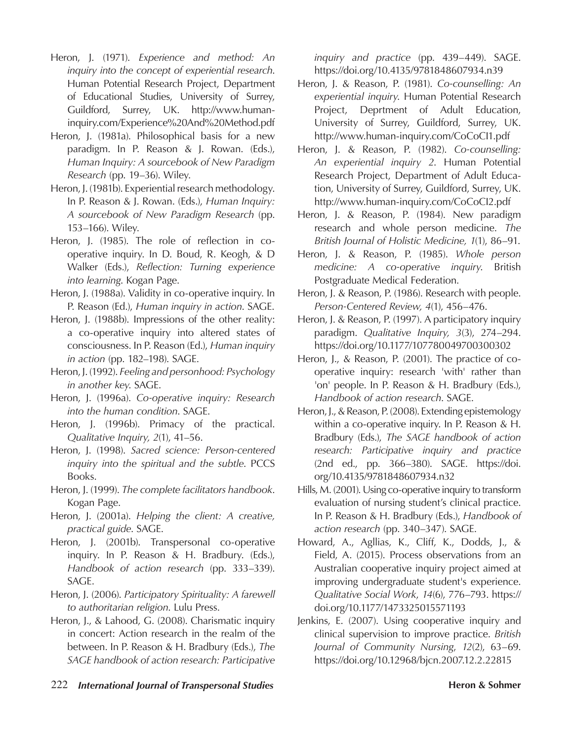Heron, J. (1971). *Experience and method: An inquiry into the concept of experiential research*. Human Potential Research Project, Department of Educational Studies, University of Surrey, Guildford, Surrey, UK. http://www.human-inquiry.com/Experience%20And%20Method.pdf

Heron, J. (1981a). Philosophical basis for a new paradigm. In P. Reason & J. Rowan. (Eds.), *Human Inquiry: A sourcebook of New Paradigm Research* (pp. 19–36). Wiley.

Heron, J. (1981b). Experiential research methodology. In P. Reason & J. Rowan. (Eds.), *Human Inquiry: A sourcebook of New Paradigm Research* (pp. 153–166). Wiley.

Heron, J. (1985). The role of reflection in co-operative inquiry. In D. Boud, R. Keogh, & D Walker (Eds.), *Reflection: Turning experience into learning.* Kogan Page.

Heron, J. (1988a). Validity in co-operative inquiry. In P. Reason (Ed.), *Human inquiry in action.* SAGE.

Heron, J. (1988b). Impressions of the other reality: a co-operative inquiry into altered states of consciousness. In P. Reason (Ed.), *Human inquiry in action* (pp. 182–198). SAGE.

Heron, J. (1992). *Feeling and personhood: Psychology in another key.* SAGE.

Heron, J. (1996a). *Co-operative inquiry: Research into the human condition*. SAGE.

Heron, J. (1996b). Primacy of the practical. *Qualitative Inquiry, 2*(1), 41–56.

Heron, J. (1998). *Sacred science: Person-centered inquiry into the spiritual and the subtle*. PCCS Books.

Heron, J. (1999). *The complete facilitators handbook*. Kogan Page.

Heron, J. (2001a). *Helping the client: A creative, practical guide.* SAGE.

Heron, J. (2001b). Transpersonal co-operative inquiry. In P. Reason & H. Bradbury. (Eds.), *Handbook of action research* (pp. 333–339). SAGE.

Heron, J. (2006). *Participatory Spirituality: A farewell to authoritarian religion.* Lulu Press.

Heron, J., & Lahood, G. (2008). Charismatic inquiry in concert: Action research in the realm of the between. In P. Reason & H. Bradbury (Eds.), *The SAGE handbook of action research: Participative inquiry and practice* (pp. 439–449). SAGE. https://doi.org/10.4135/9781848607934.n39

Heron, J. & Reason, P. (1981). *Co-counselling: An experiential inquiry*. Human Potential Research Project, Deprtment of Adult Education, University of Surrey, Guildford, Surrey, UK. http://www.human-inquiry.com/CoCoCI1.pdf

Heron, J. & Reason, P. (1982). *Co-counselling: An experiential inquiry 2*. Human Potential Research Project, Department of Adult Education, University of Surrey, Guildford, Surrey, UK. http://www.human-inquiry.com/CoCoCI2.pdf

Heron, J. & Reason, P. (1984). New paradigm research and whole person medicine. *The British Journal of Holistic Medicine, 1*(1), 86–91.

Heron, J. & Reason, P. (1985). *Whole person medicine: A co-operative inquiry.* British Postgraduate Medical Federation.

Heron, J. & Reason, P. (1986). Research with people. *Person-Centered Review, 4*(1), 456–476.

Heron, J. & Reason, P. (1997). A participatory inquiry paradigm. *Qualitative Inquiry, 3*(3), 274–294. https://doi.org/10.1177/107780049700300302

Heron, J., & Reason, P. (2001). The practice of co-operative inquiry: research 'with' rather than 'on' people. In P. Reason & H. Bradbury (Eds.), *Handbook of action research*. SAGE.

Heron, J., & Reason, P. (2008). Extending epistemology within a co-operative inquiry. In P. Reason & H. Bradbury (Eds.), *The SAGE handbook of action research: Participative inquiry and practice* (2nd ed., pp. 366–380). SAGE. https://doi.org/10.4135/9781848607934.n32

Hills, M. (2001). Using co-operative inquiry to transform evaluation of nursing student's clinical practice. In P. Reason & H. Bradbury (Eds.), *Handbook of action research* (pp. 340–347). SAGE.

Howard, A., Agllias, K., Cliff, K., Dodds, J., & Field, A. (2015). Process observations from an Australian cooperative inquiry project aimed at improving undergraduate student's experience. *Qualitative Social Work*, *14*(6), 776–793. https://doi.org/10.1177/1473325015571193

Jenkins, E. (2007). Using cooperative inquiry and clinical supervision to improve practice. *British Journal of Community Nursing*, *12*(2), 63–69. https://doi.org/10.12968/bjcn.2007.12.2.22815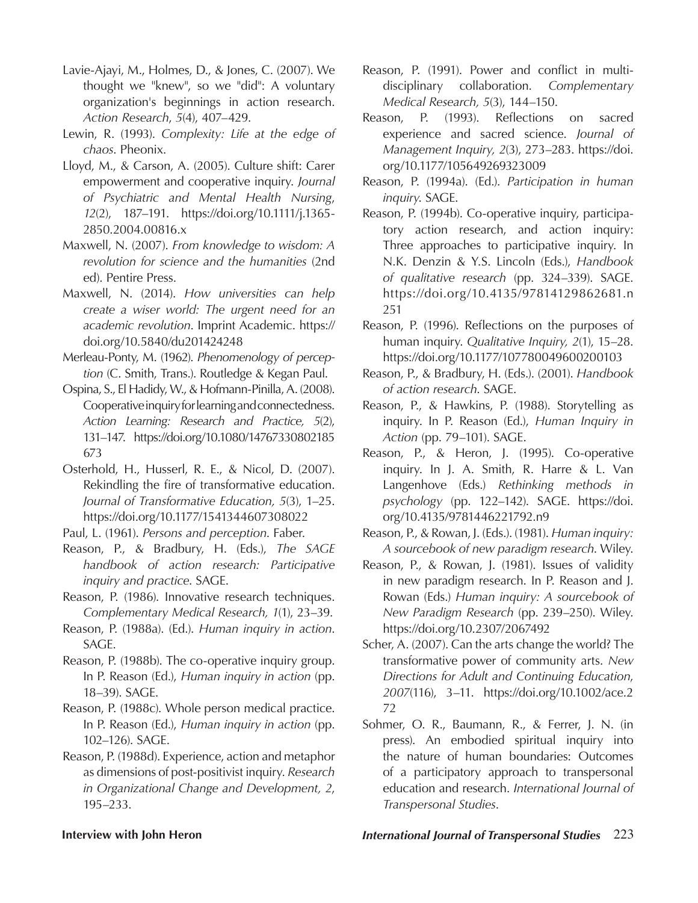Lavie-Ajayi, M., Holmes, D., & Jones, C. (2007). We thought we "knew", so we "did": A voluntary organization's beginnings in action research. *Action Research*, *5*(4), 407–429.

Lewin, R. (1993). *Complexity: Life at the edge of chaos*. Pheonix.

Lloyd, M., & Carson, A. (2005). Culture shift: Carer empowerment and cooperative inquiry. *Journal of Psychiatric and Mental Health Nursing*, *12*(2), 187–191. https://doi.org/10.1111/j.1365-2850.2004.00816.x

Maxwell, N. (2007). *From knowledge to wisdom: A revolution for science and the humanities* (2nd ed). Pentire Press.

Maxwell, N. (2014). *How universities can help create a wiser world: The urgent need for an academic revolution*. Imprint Academic. https://doi.org/10.5840/du201424248

Merleau-Ponty, M. (1962). *Phenomenology of perception* (C. Smith, Trans.). Routledge & Kegan Paul.

Ospina, S., El Hadidy, W., & Hofmann-Pinilla, A. (2008). Cooperative inquiry for learning and connectedness. *Action Learning: Research and Practice, 5*(2), 131–147. https://doi.org/10.1080/14767330802185673

Osterhold, H., Husserl, R. E., & Nicol, D. (2007). Rekindling the fire of transformative education. *Journal of Transformative Education, 5*(3), 1–25. https://doi.org/10.1177/1541344607308022

Paul, L. (1961). *Persons and perception*. Faber.

Reason, P., & Bradbury, H. (Eds.), *The SAGE handbook of action research: Participative inquiry and practice*. SAGE.

Reason, P. (1986). Innovative research techniques. *Complementary Medical Research, 1*(1), 23–39.

Reason, P. (1988a). (Ed.). *Human inquiry in action*. SAGE.

Reason, P. (1988b). The co-operative inquiry group. In P. Reason (Ed.), *Human inquiry in action* (pp. 18–39). SAGE.

Reason, P. (1988c). Whole person medical practice. In P. Reason (Ed.), *Human inquiry in action* (pp. 102–126). SAGE.

Reason, P. (1988d). Experience, action and metaphor as dimensions of post-positivist inquiry. *Research in Organizational Change and Development, 2*, 195–233.

Reason, P. (1991). Power and conflict in multidisciplinary collaboration. *Complementary Medical Research, 5*(3), 144–150.

Reason, P. (1993). Reflections on sacred experience and sacred science. *Journal of Management Inquiry, 2*(3), 273–283. https://doi.org/10.1177/105649269323009

Reason, P. (1994a). (Ed.). *Participation in human inquiry*. SAGE.

Reason, P. (1994b). Co-operative inquiry, participatory action research, and action inquiry: Three approaches to participative inquiry. In N.K. Denzin & Y.S. Lincoln (Eds.), *Handbook of qualitative research* (pp. 324–339). SAGE. https://doi.org/10.4135/9781412986281.n251

Reason, P. (1996). Reflections on the purposes of human inquiry. *Qualitative Inquiry, 2*(1), 15–28. https://doi.org/10.1177/107780049600200103

Reason, P., & Bradbury, H. (Eds.). (2001). *Handbook of action research*. SAGE.

Reason, P., & Hawkins, P. (1988). Storytelling as inquiry. In P. Reason (Ed.), *Human Inquiry in Action* (pp. 79–101). SAGE.

Reason, P., & Heron, J. (1995). Co-operative inquiry. In J. A. Smith, R. Harre & L. Van Langenhove (Eds.) *Rethinking methods in psychology* (pp. 122–142). SAGE. https://doi.org/10.4135/9781446221792.n9

Reason, P., & Rowan, J. (Eds.). (1981). *Human inquiry: A sourcebook of new paradigm research*. Wiley.

Reason, P., & Rowan, J. (1981). Issues of validity in new paradigm research. In P. Reason and J. Rowan (Eds.) *Human inquiry: A sourcebook of New Paradigm Research* (pp. 239–250). Wiley. https://doi.org/10.2307/2067492

Scher, A. (2007). Can the arts change the world? The transformative power of community arts. *New Directions for Adult and Continuing Education*, *2007*(116), 3–11. https://doi.org/10.1002/ace.272

Sohmer, O. R., Baumann, R., & Ferrer, J. N. (in press). An embodied spiritual inquiry into the nature of human boundaries: Outcomes of a participatory approach to transpersonal education and research. *International Journal of Transpersonal Studies*.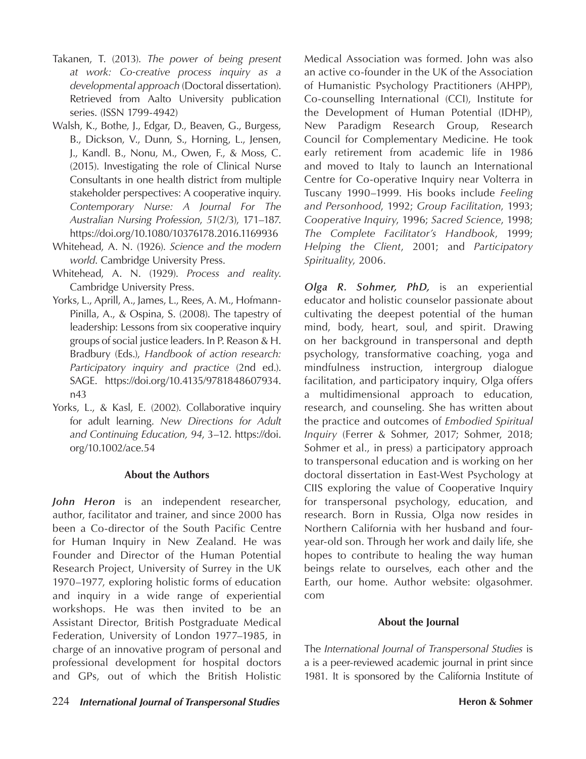Takanen, T. (2013). *The power of being present at work: Co-creative process inquiry as a developmental approach* (Doctoral dissertation). Retrieved from Aalto University publication series. (ISSN 1799-4942)

Walsh, K., Bothe, J., Edgar, D., Beaven, G., Burgess, B., Dickson, V., Dunn, S., Horning, L., Jensen, J., Kandl. B., Nonu, M., Owen, F., & Moss, C. (2015). Investigating the role of Clinical Nurse Consultants in one health district from multiple stakeholder perspectives: A cooperative inquiry. *Contemporary Nurse: A Journal For The Australian Nursing Profession*, *51*(2/3), 171–187. https://doi.org/10.1080/10376178.2016.1169936

Whitehead, A. N. (1926). *Science and the modern world*. Cambridge University Press.

Whitehead, A. N. (1929). *Process and reality*. Cambridge University Press.

Yorks, L., Aprill, A., James, L., Rees, A. M., Hofmann-Pinilla, A., & Ospina, S. (2008). The tapestry of leadership: Lessons from six cooperative inquiry groups of social justice leaders. In P. Reason & H. Bradbury (Eds.), *Handbook of action research: Participatory inquiry and practice* (2nd ed.). SAGE. https://doi.org/10.4135/9781848607934.n43

Yorks, L., & Kasl, E. (2002). Collaborative inquiry for adult learning. *New Directions for Adult and Continuing Education, 94*, 3–12. https://doi.org/10.1002/ace.54

**About the Authors**

***John Heron*** is an independent researcher, author, facilitator and trainer, and since 2000 has been a Co-director of the South Pacific Centre for Human Inquiry in New Zealand. He was Founder and Director of the Human Potential Research Project, University of Surrey in the UK 1970–1977, exploring holistic forms of education and inquiry in a wide range of experiential workshops. He was then invited to be an Assistant Director, British Postgraduate Medical Federation, University of London 1977–1985, in charge of an innovative program of personal and professional development for hospital doctors and GPs, out of which the British Holistic Medical Association was formed. John was also an active co-founder in the UK of the Association of Humanistic Psychology Practitioners (AHPP), Co-counselling International (CCI), Institute for the Development of Human Potential (IDHP), New Paradigm Research Group, Research Council for Complementary Medicine. He took early retirement from academic life in 1986 and moved to Italy to launch an International Centre for Co-operative Inquiry near Volterra in Tuscany 1990–1999. His books include *Feeling and Personhood*, 1992; *Group Facilitation*, 1993; *Cooperative Inquiry*, 1996; *Sacred Science*, 1998; *The Complete Facilitator's Handbook*, 1999; *Helping the Client*, 2001; and *Participatory Spirituality*, 2006.

***Olga R. Sohmer, PhD,*** is an experiential educator and holistic counselor passionate about cultivating the deepest potential of the human mind, body, heart, soul, and spirit. Drawing on her background in transpersonal and depth psychology, transformative coaching, yoga and mindfulness instruction, intergroup dialogue facilitation, and participatory inquiry, Olga offers a multidimensional approach to education, research, and counseling. She has written about the practice and outcomes of *Embodied Spiritual Inquiry* (Ferrer & Sohmer, 2017; Sohmer, 2018; Sohmer et al., in press) a participatory approach to transpersonal education and is working on her doctoral dissertation in East-West Psychology at CIIS exploring the value of Cooperative Inquiry for transpersonal psychology, education, and research. Born in Russia, Olga now resides in Northern California with her husband and four-year-old son. Through her work and daily life, she hopes to contribute to healing the way human beings relate to ourselves, each other and the Earth, our home. Author website: olgasohmer.com

**About the Journal**

The *International Journal of Transpersonal Studies* is a is a peer-reviewed academic journal in print since 1981. It is sponsored by the California Institute of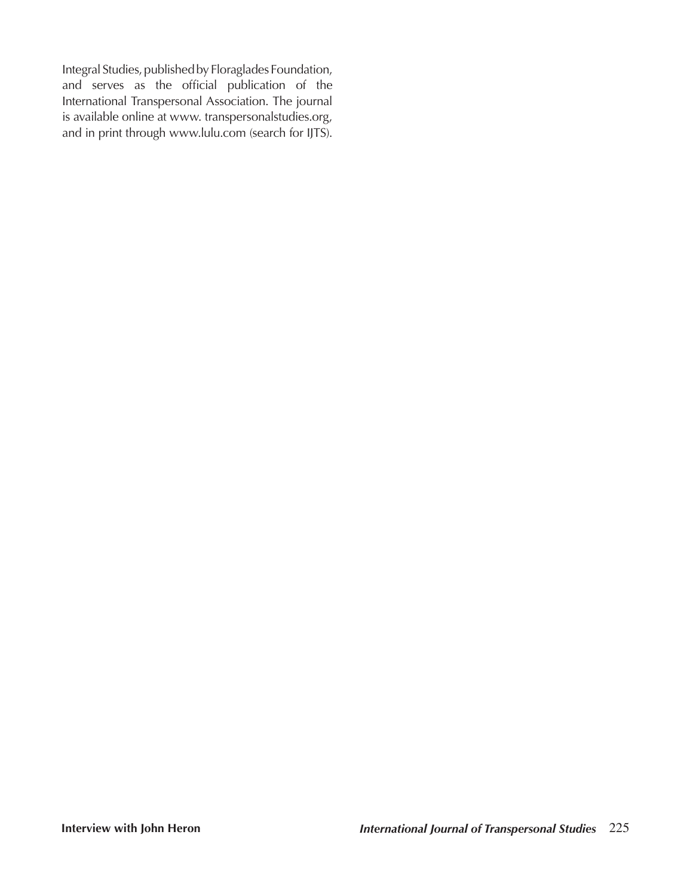Integral Studies, published by Floraglades Foundation, and serves as the official publication of the International Transpersonal Association. The journal is available online at www. transpersonalstudies.org, and in print through www.lulu.com (search for IJTS).